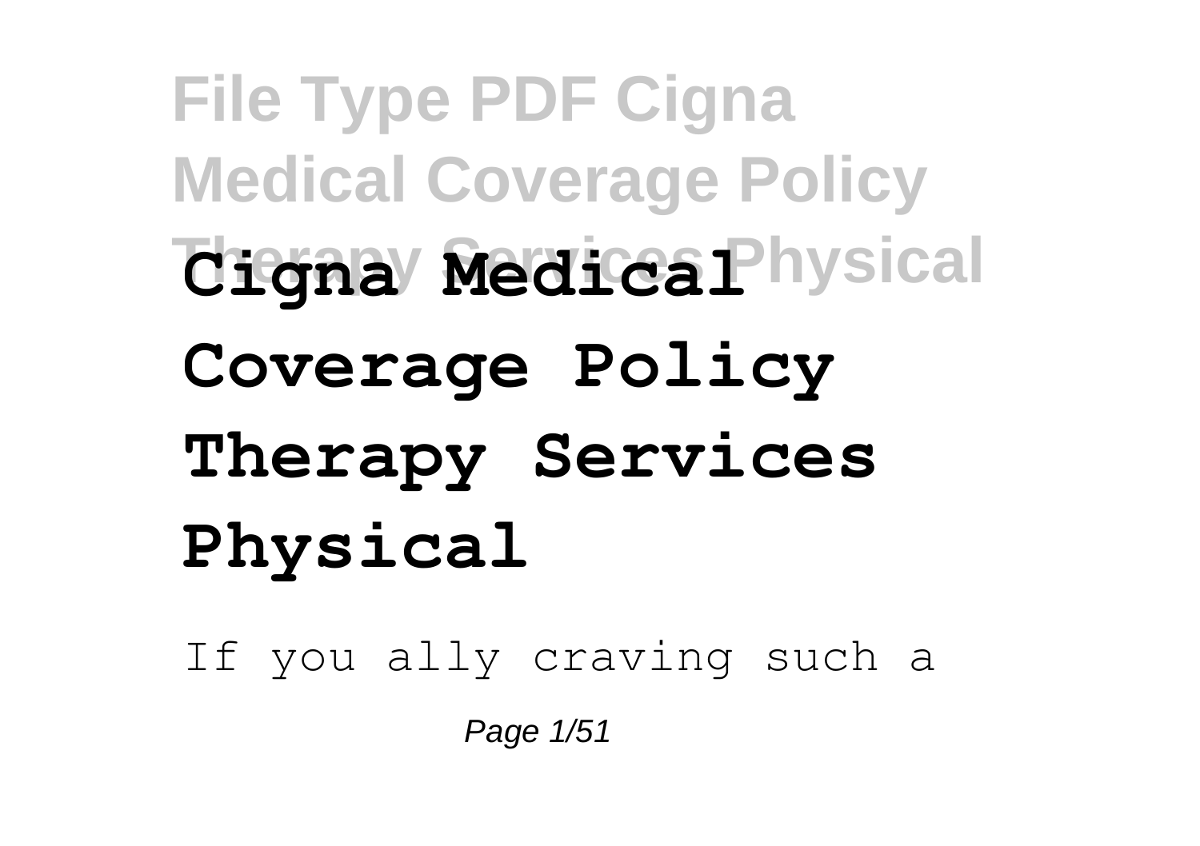# Cigna Medical Coverage Policy Therapy Services Physical

If you ally craving such a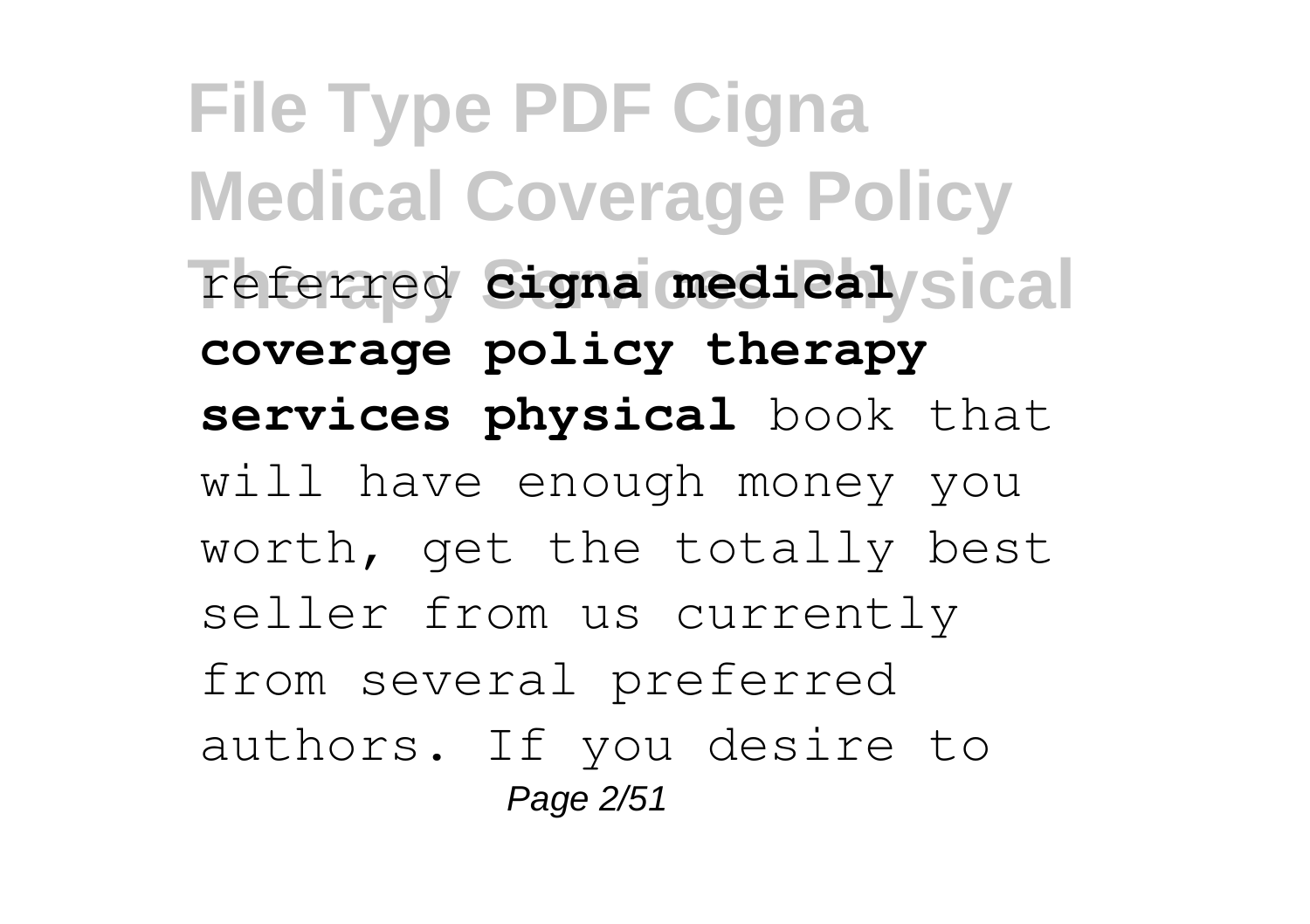referred **cigna medical coverage policy therapy services physical** book that will have enough money you worth, get the totally best seller from us currently from several preferred authors. If you desire to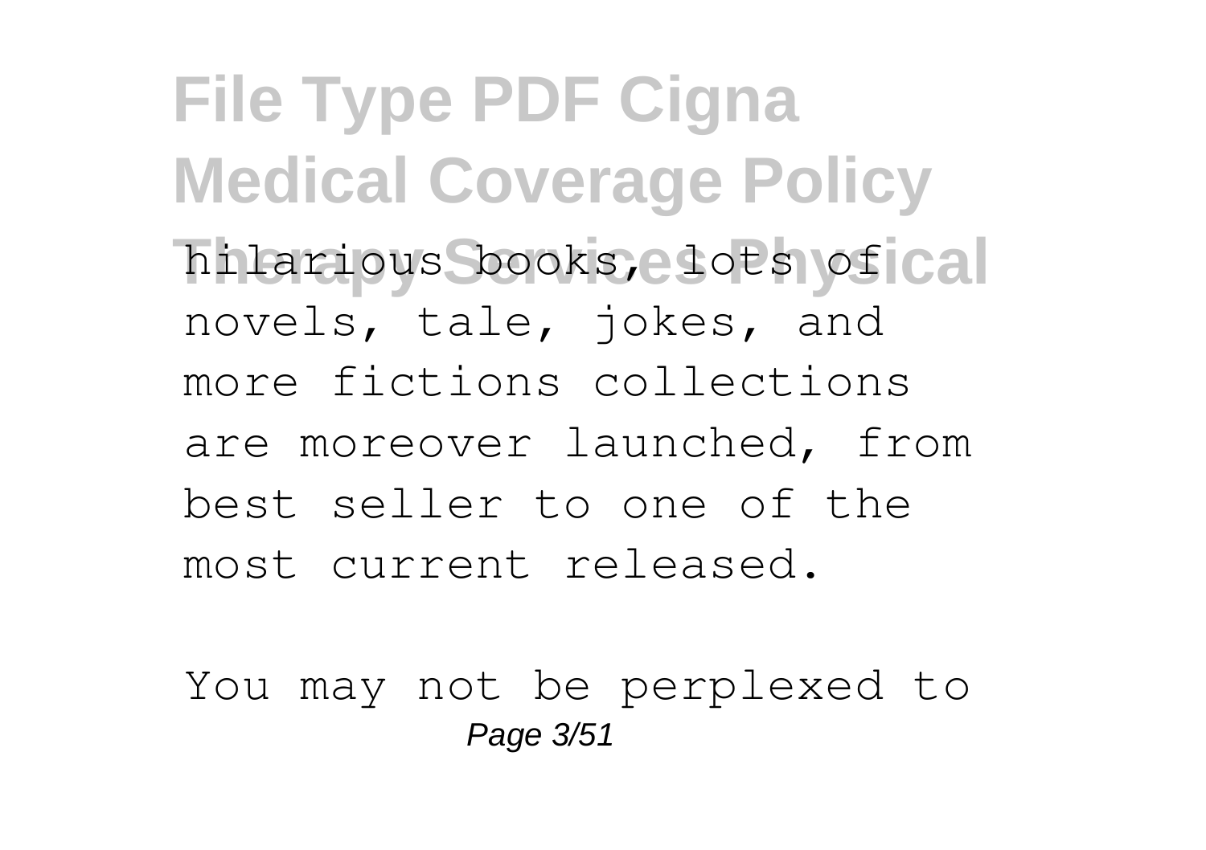hilarious books, lots of novels, tale, jokes, and more fictions collections are moreover launched, from best seller to one of the most current released.

You may not be perplexed to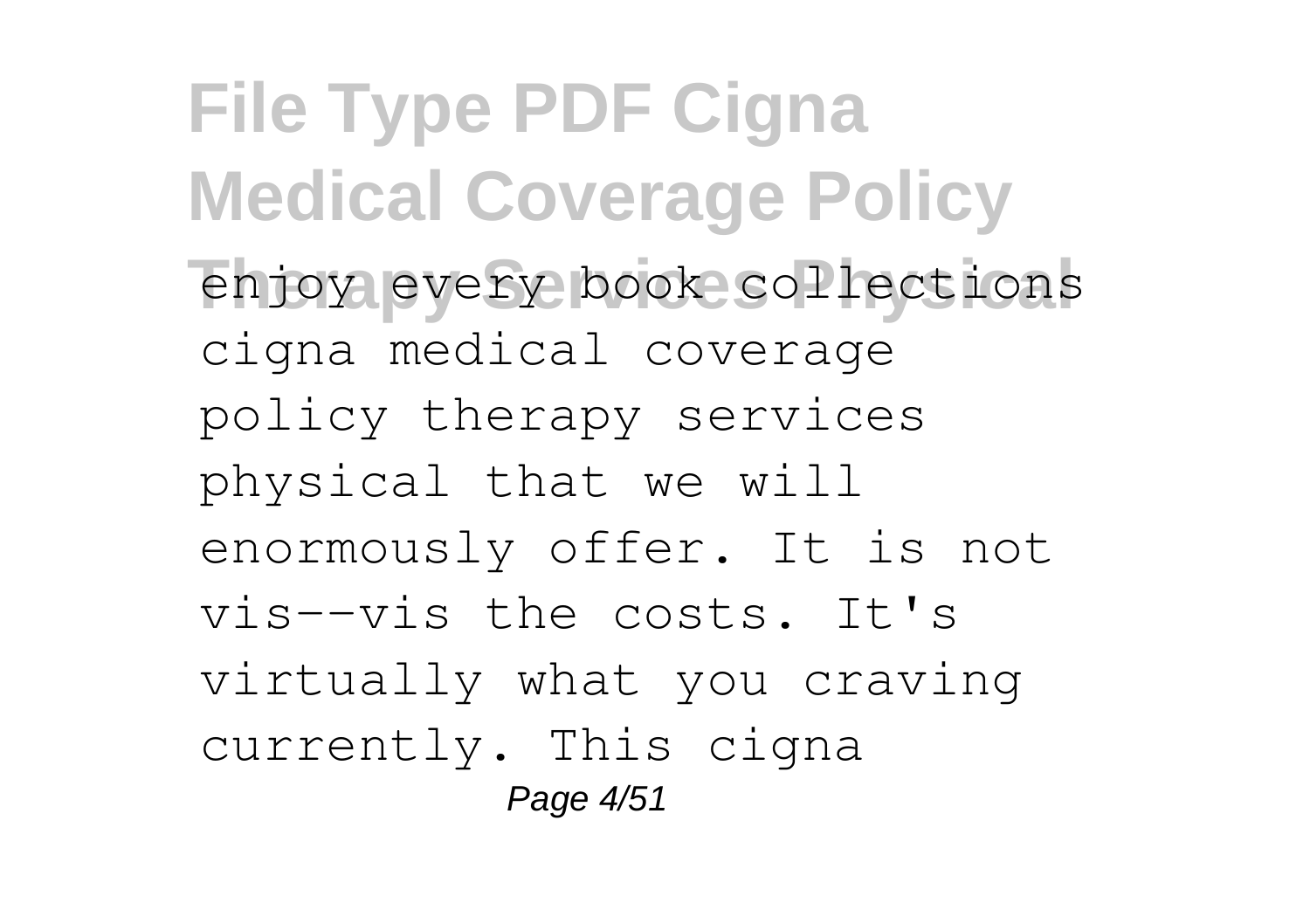enjoy every book collections cigna medical coverage policy therapy services physical that we will enormously offer. It is not vis--vis the costs. It's virtually what you craving currently. This cigna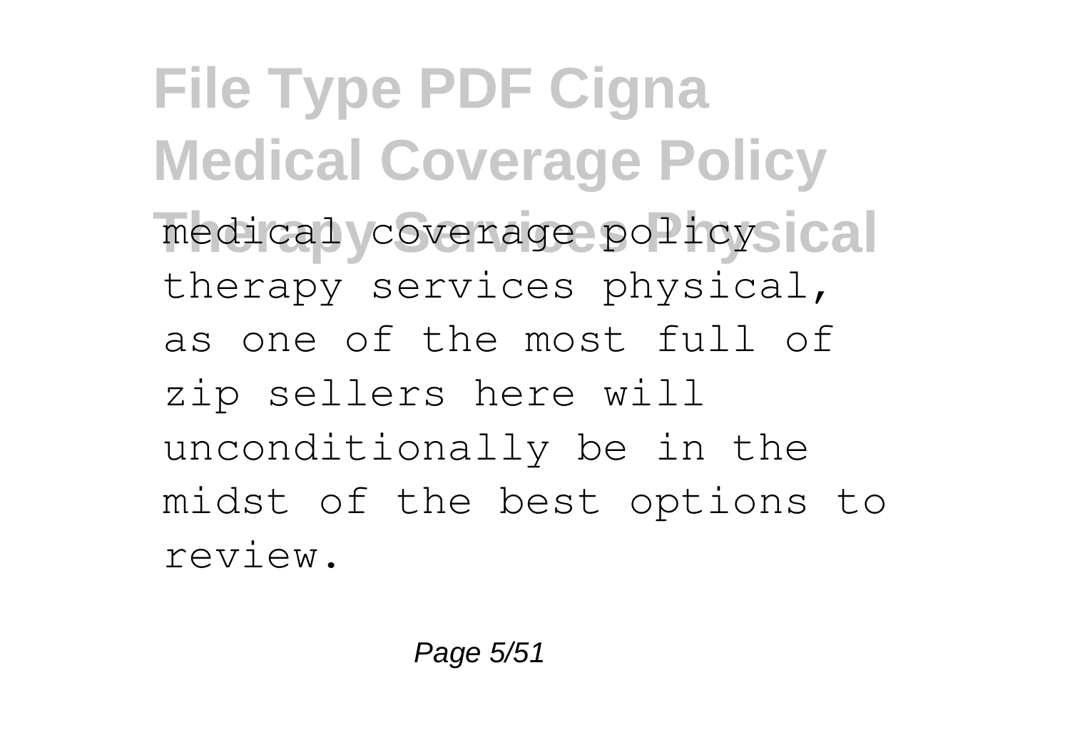medical coverage policy therapy services physical, as one of the most full of zip sellers here will unconditionally be in the midst of the best options to review.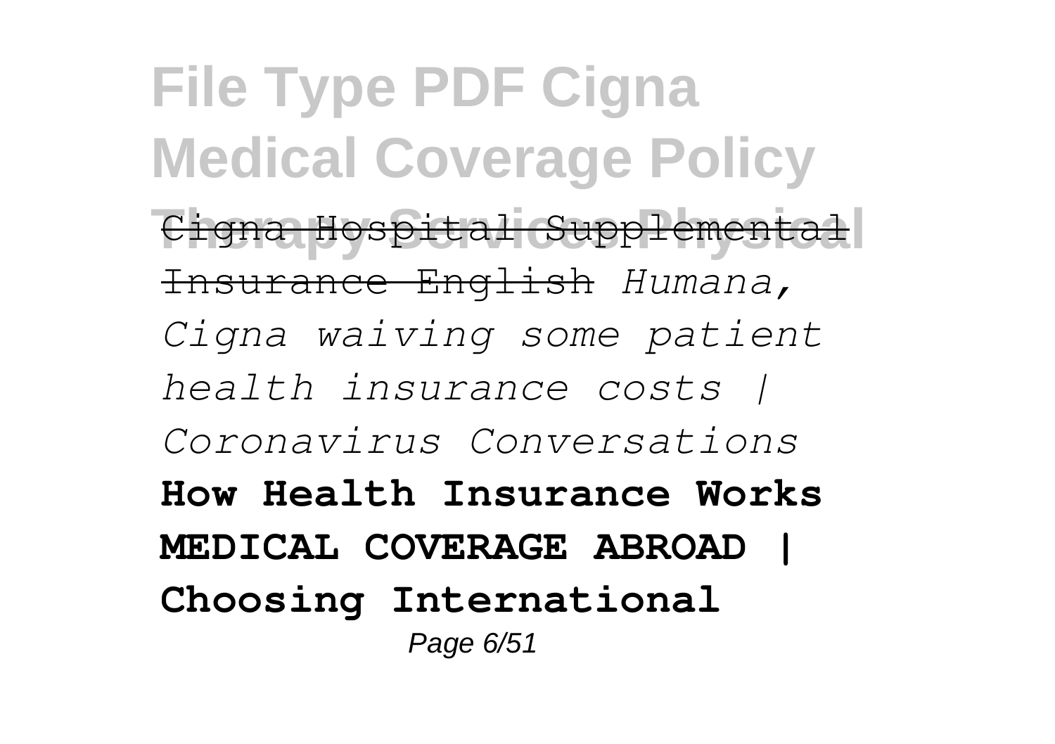Cigna Hospital Supplemental Insurance English *Humana, Cigna waiving some patient health insurance costs | Coronavirus Conversations* **How Health Insurance Works MEDICAL COVERAGE ABROAD | Choosing International**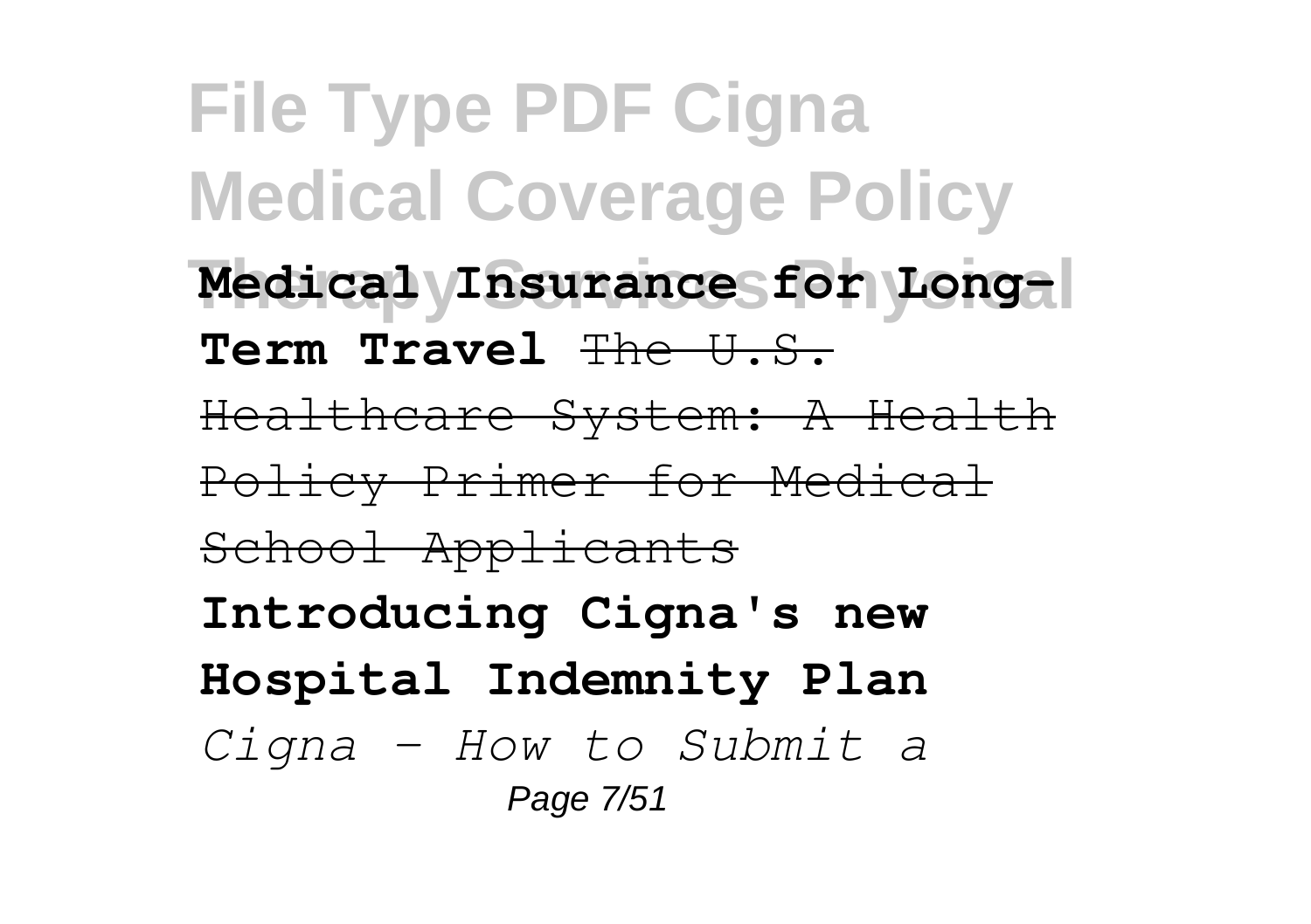**Medical Insurance for Long-Term Travel** ~~The U.S. Healthcare System: A Health Policy Primer for Medical School Applicants~~

**Introducing Cigna's new Hospital Indemnity Plan**

*Cigna - How to Submit a*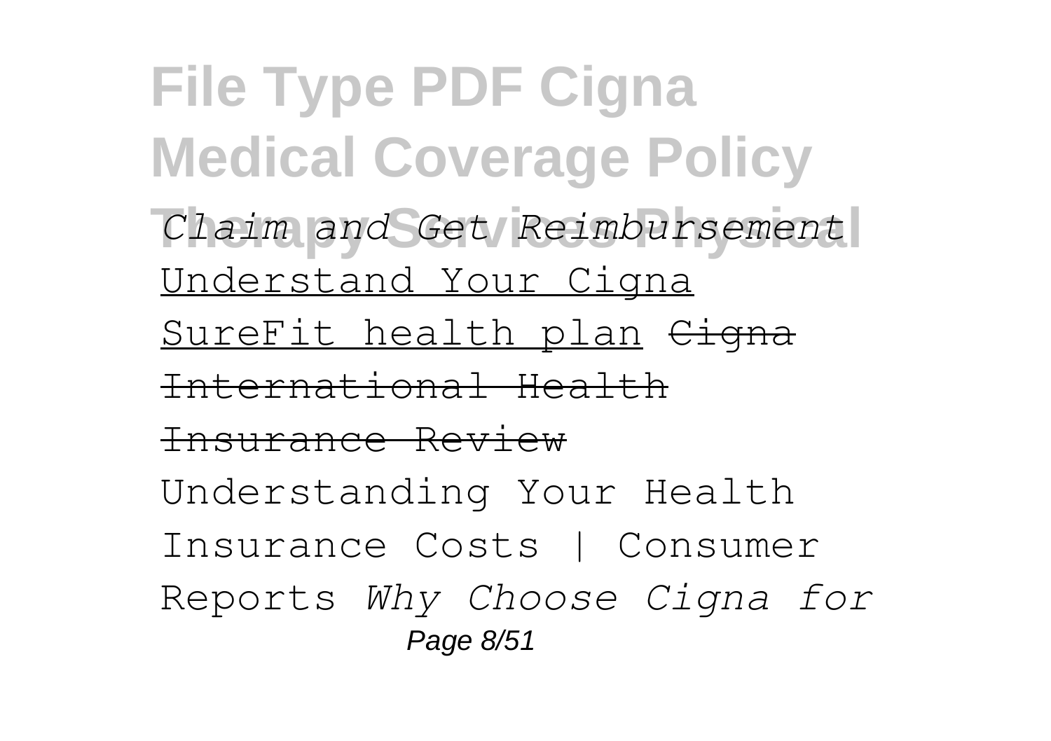*Claim and Get Reimbursement* Understand Your Cigna SureFit health plan ~~Cigna International Health Insurance Review~~ Understanding Your Health Insurance Costs | Consumer Reports *Why Choose Cigna for*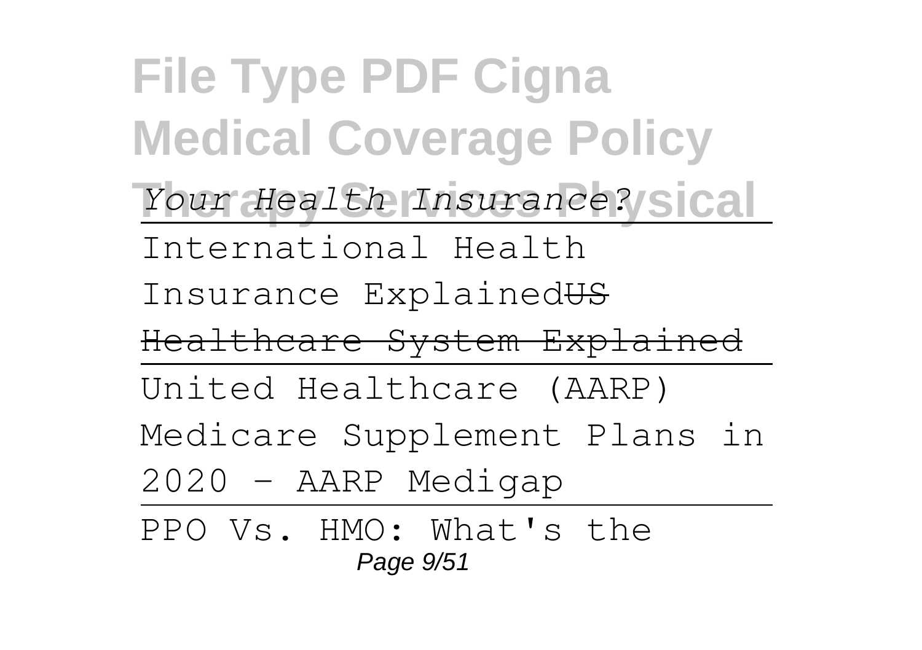*Your Health Insurance?*

International Health Insurance Explained~~US Healthcare System Explained~~

United Healthcare (AARP) Medicare Supplement Plans in 2020 - AARP Medigap

PPO Vs. HMO: What's the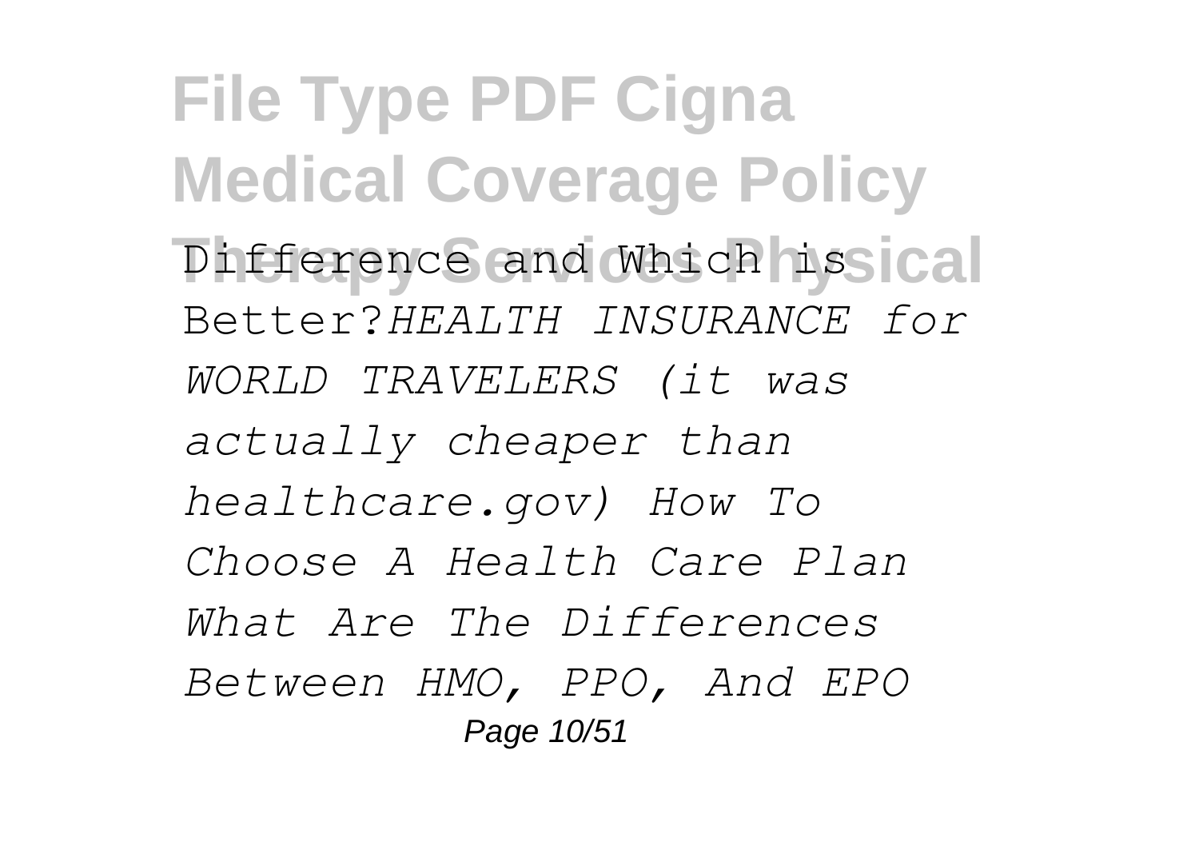Difference and Which is Better?*HEALTH INSURANCE for WORLD TRAVELERS (it was actually cheaper than healthcare.gov) How To Choose A Health Care Plan What Are The Differences Between HMO, PPO, And EPO*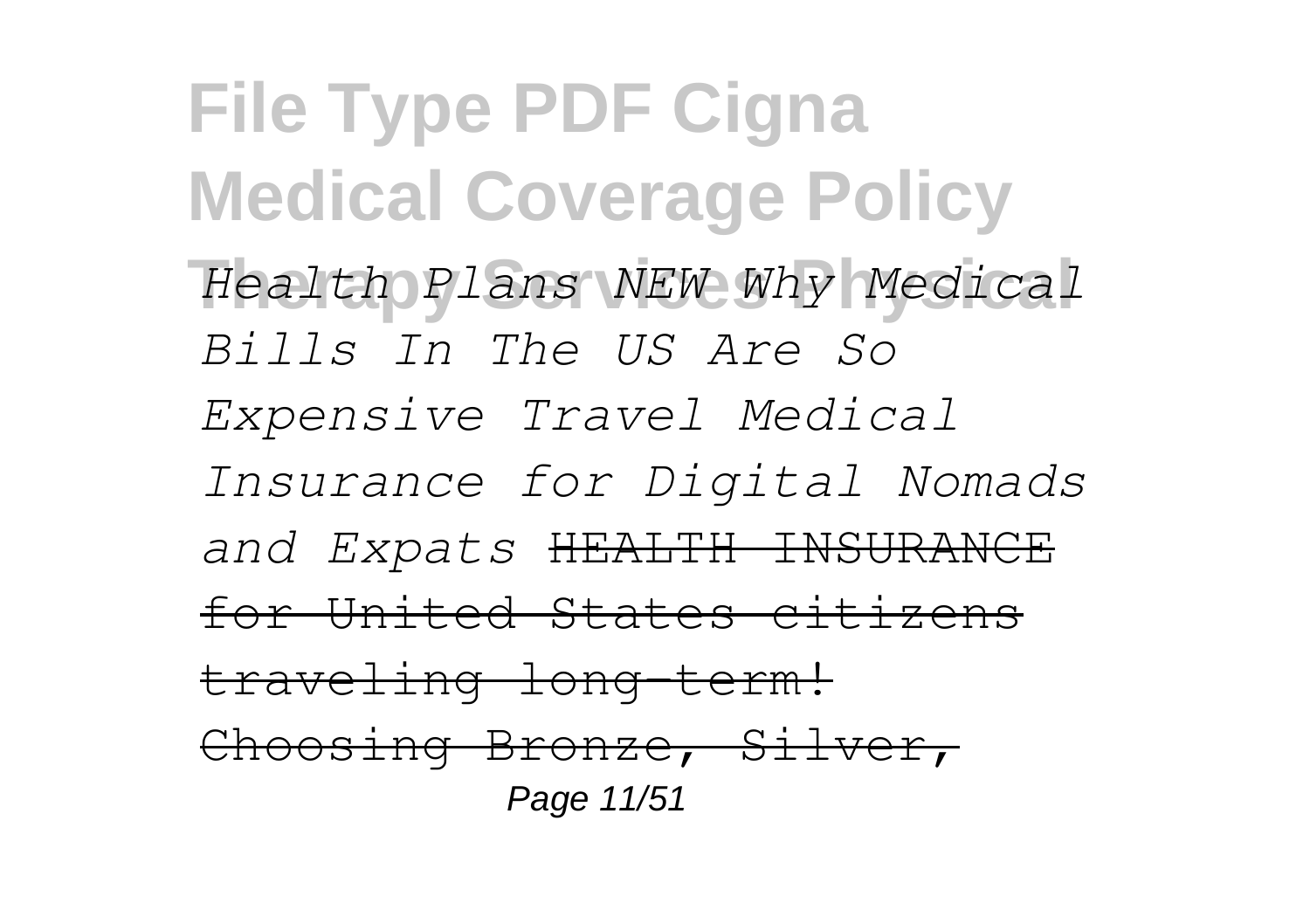*Health Plans NEW Why Medical Bills In The US Are So Expensive Travel Medical Insurance for Digital Nomads and Expats* ~~HEALTH INSURANCE for United States citizens traveling long-term! Choosing Bronze, Silver,~~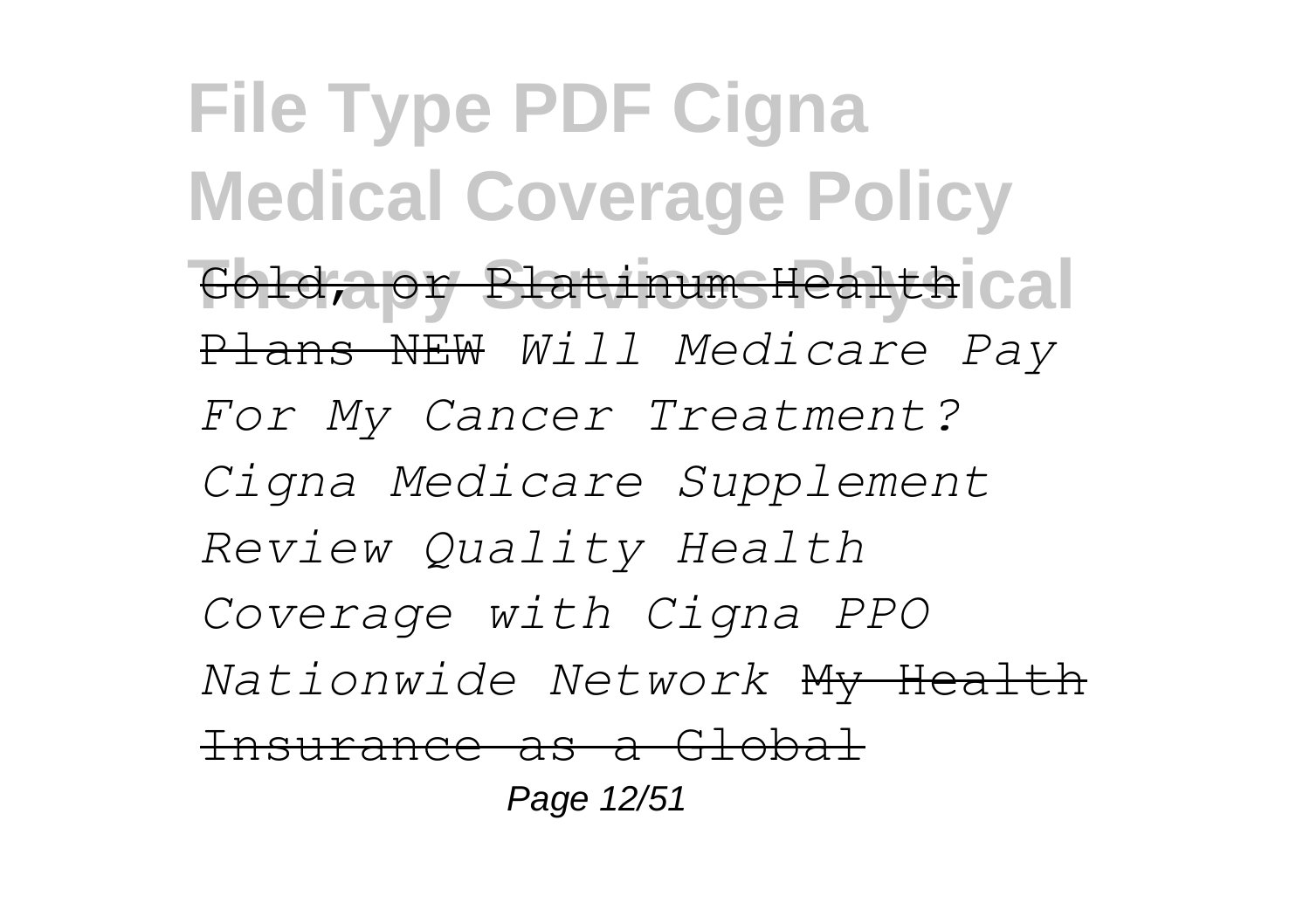~~Gold, or Platinum Health Plans NEW~~ *Will Medicare Pay For My Cancer Treatment? Cigna Medicare Supplement Review Quality Health Coverage with Cigna PPO Nationwide Network* ~~My Health Insurance as a Global~~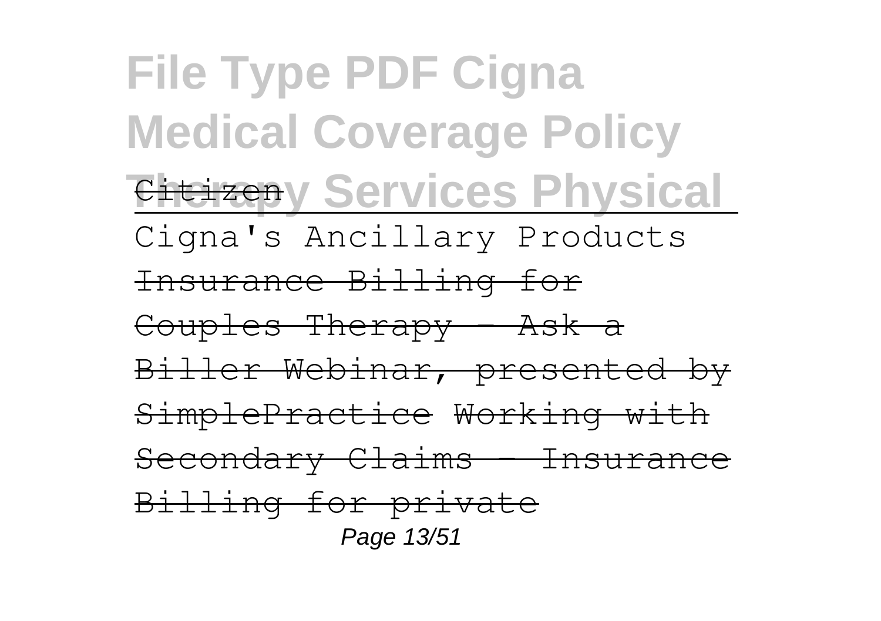# File Type PDF Cigna Medical Coverage Policy Therapy Services Physical

~~Citizen~~

Cigna's Ancillary Products

~~Insurance Billing for Couples Therapy - Ask a Biller Webinar, presented by SimplePractice~~ ~~Working with Secondary Claims - Insurance Billing for private~~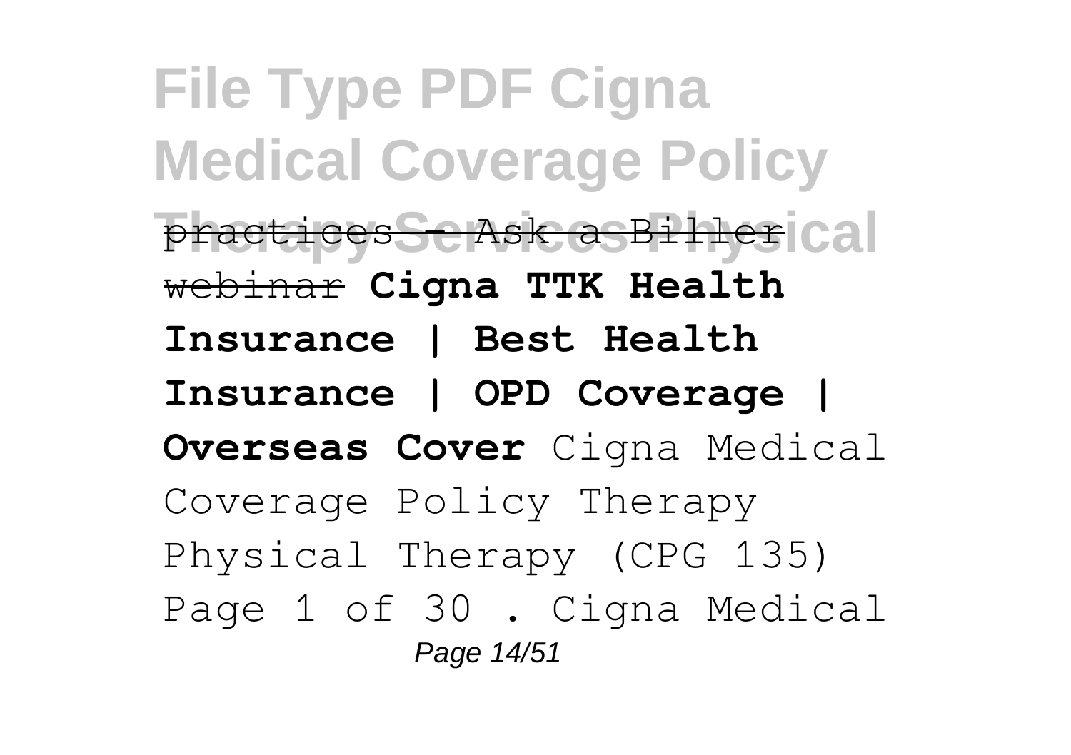practices - Ask a Biller webinar **Cigna TTK Health Insurance | Best Health Insurance | OPD Coverage | Overseas Cover** Cigna Medical Coverage Policy Therapy Physical Therapy (CPG 135) Page 1 of 30 . Cigna Medical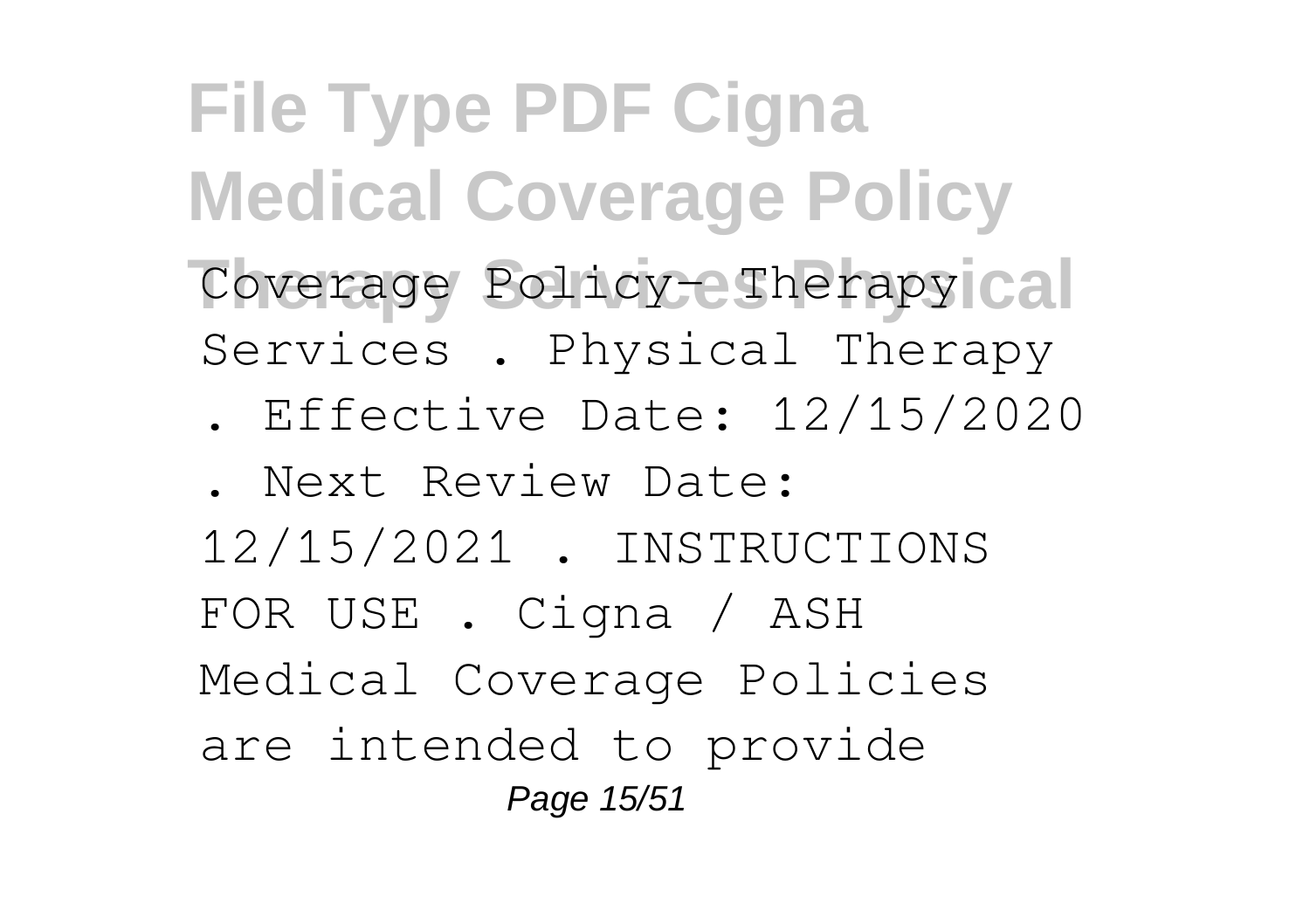Coverage Policy- Therapy Services . Physical Therapy . Effective Date: 12/15/2020 . Next Review Date: 12/15/2021 . INSTRUCTIONS FOR USE . Cigna / ASH Medical Coverage Policies are intended to provide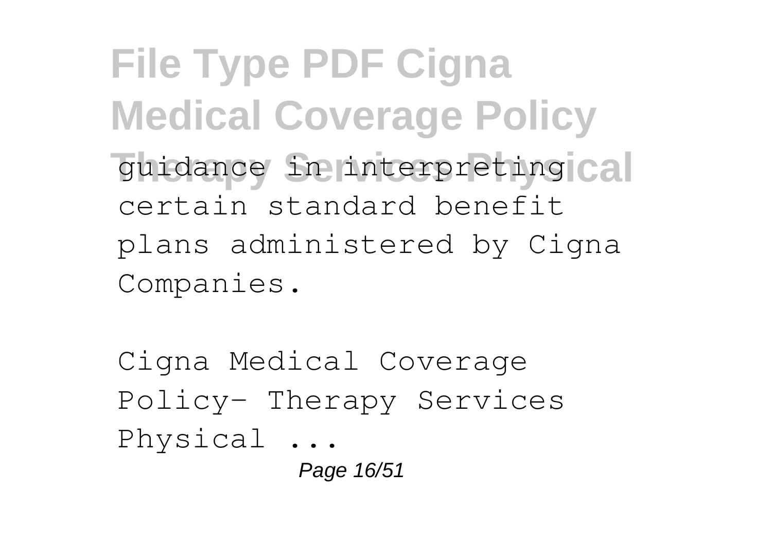guidance in interpreting certain standard benefit plans administered by Cigna Companies.

Cigna Medical Coverage Policy- Therapy Services Physical ...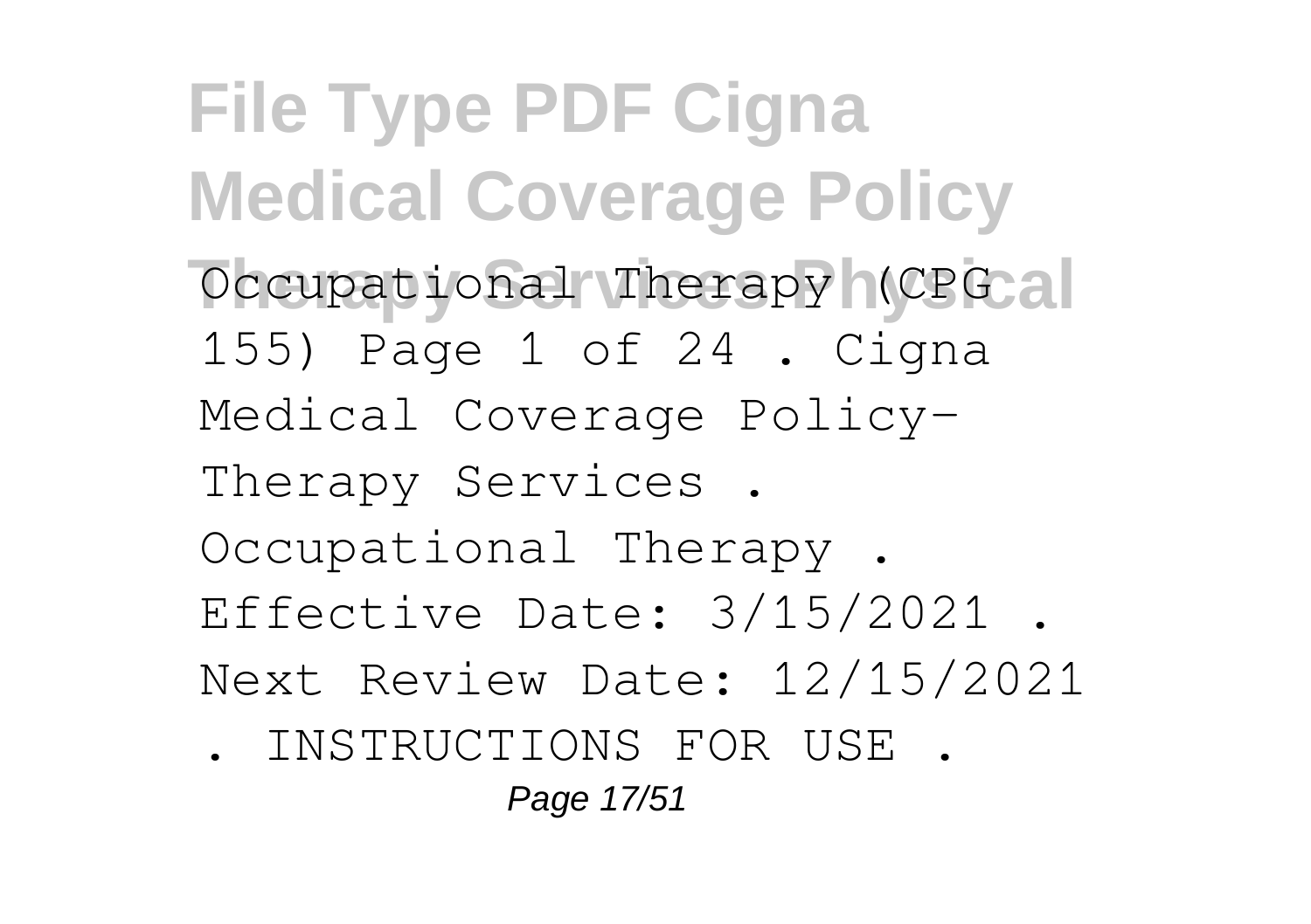Occupational Therapy (CPG 155) Page 1 of 24 . Cigna Medical Coverage Policy- Therapy Services . Occupational Therapy . Effective Date: 3/15/2021 . Next Review Date: 12/15/2021 . INSTRUCTIONS FOR USE .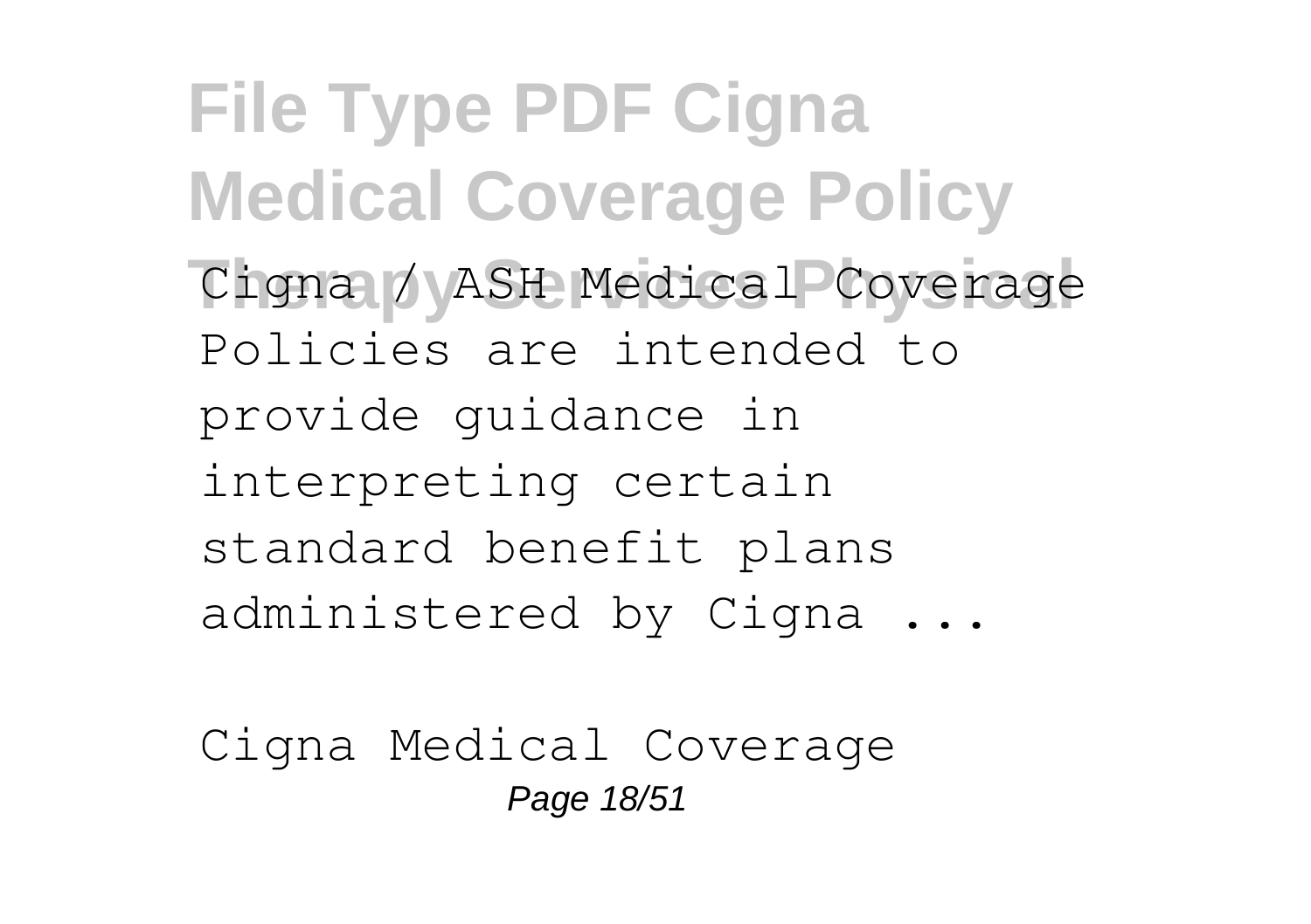Cigna / ASH Medical Coverage Policies are intended to provide guidance in interpreting certain standard benefit plans administered by Cigna ...

Cigna Medical Coverage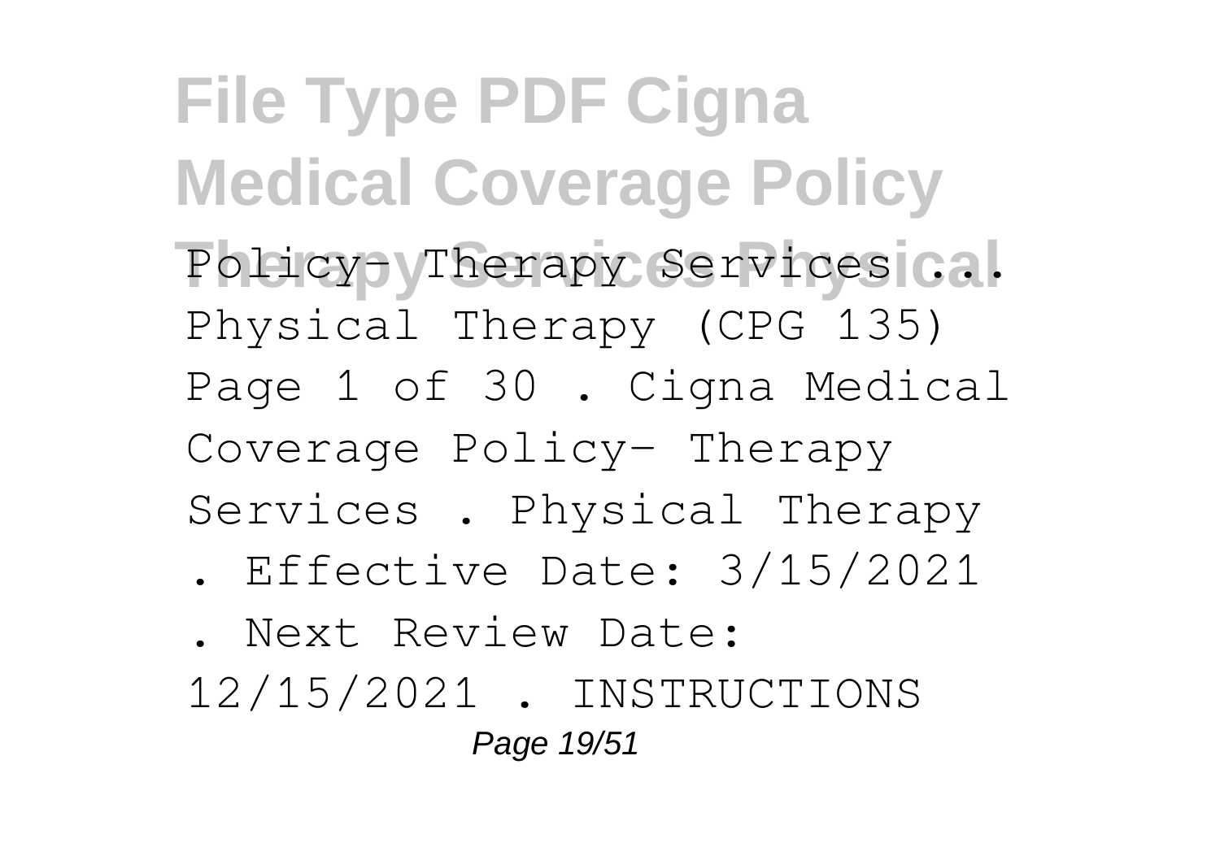Policy- Therapy Services ... Physical Therapy (CPG 135) Page 1 of 30 . Cigna Medical Coverage Policy- Therapy Services . Physical Therapy . Effective Date: 3/15/2021 . Next Review Date: 12/15/2021 . INSTRUCTIONS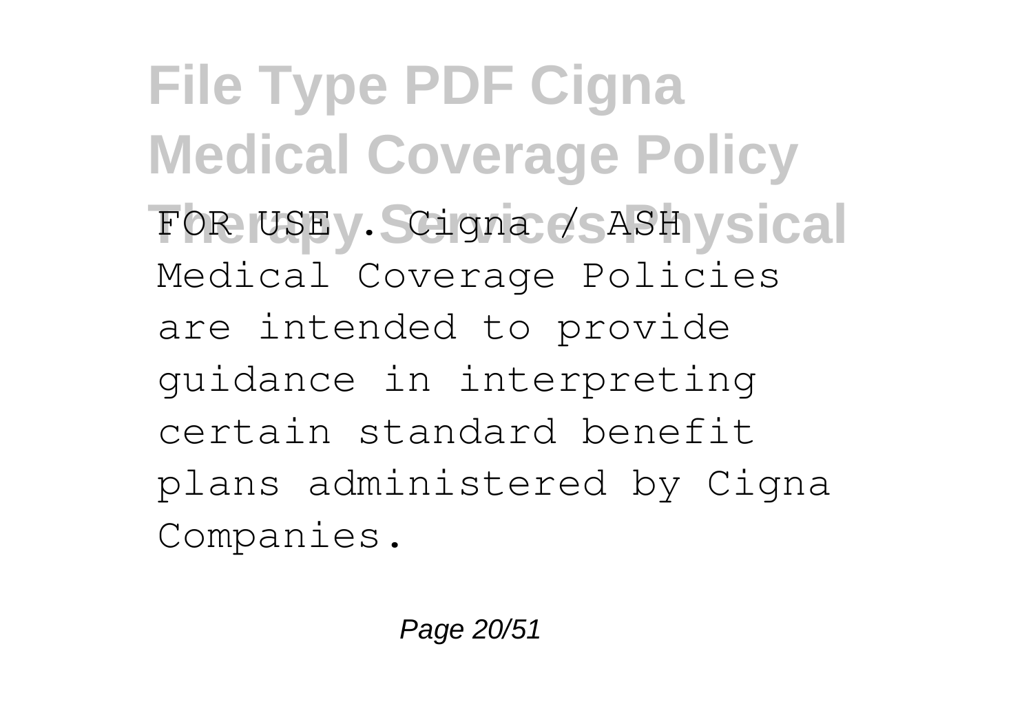FOR USE . Cigna / ASH Medical Coverage Policies are intended to provide guidance in interpreting certain standard benefit plans administered by Cigna Companies.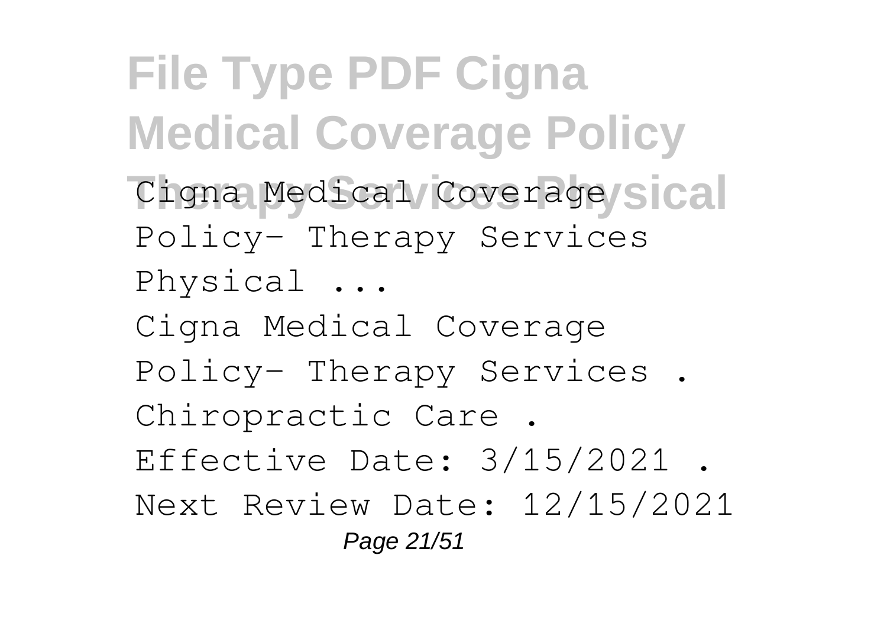Cigna Medical Coverage Policy- Therapy Services Physical ...

Cigna Medical Coverage Policy- Therapy Services . Chiropractic Care . Effective Date: 3/15/2021 . Next Review Date: 12/15/2021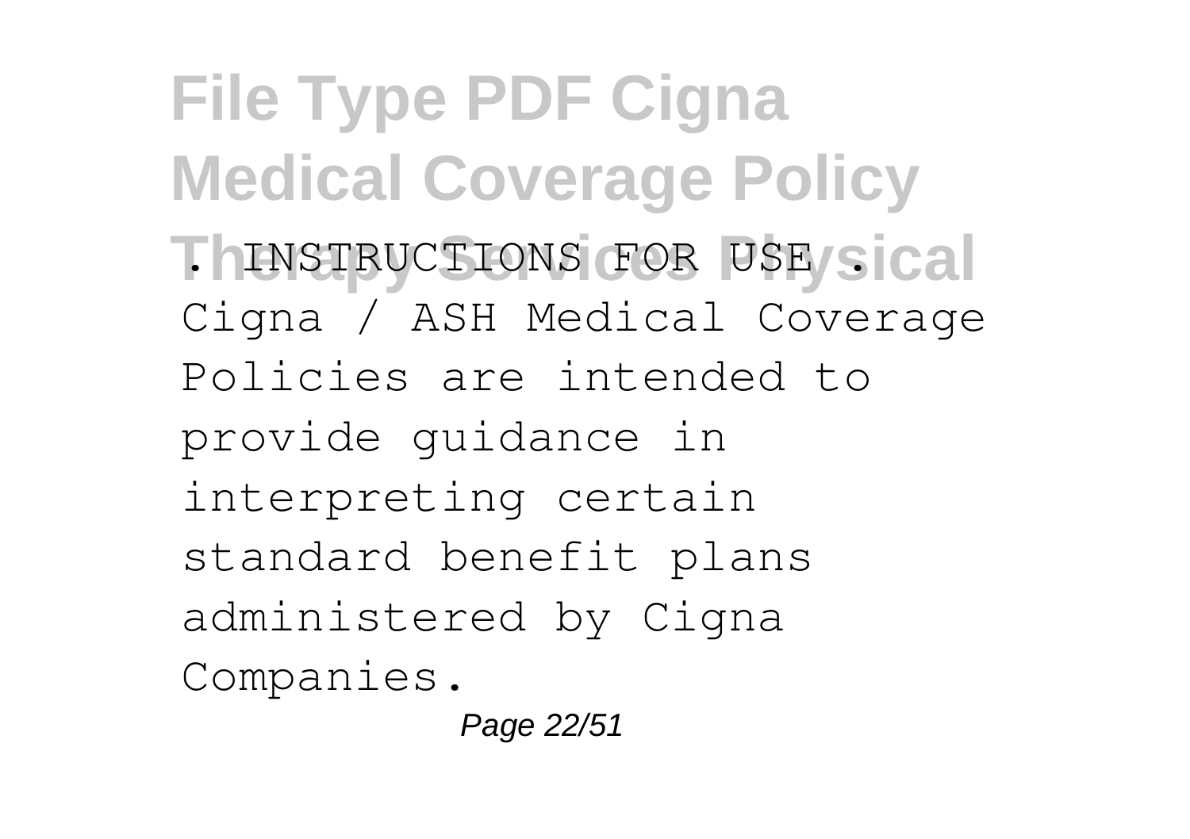. INSTRUCTIONS FOR USE . Cigna / ASH Medical Coverage Policies are intended to provide guidance in interpreting certain standard benefit plans administered by Cigna Companies.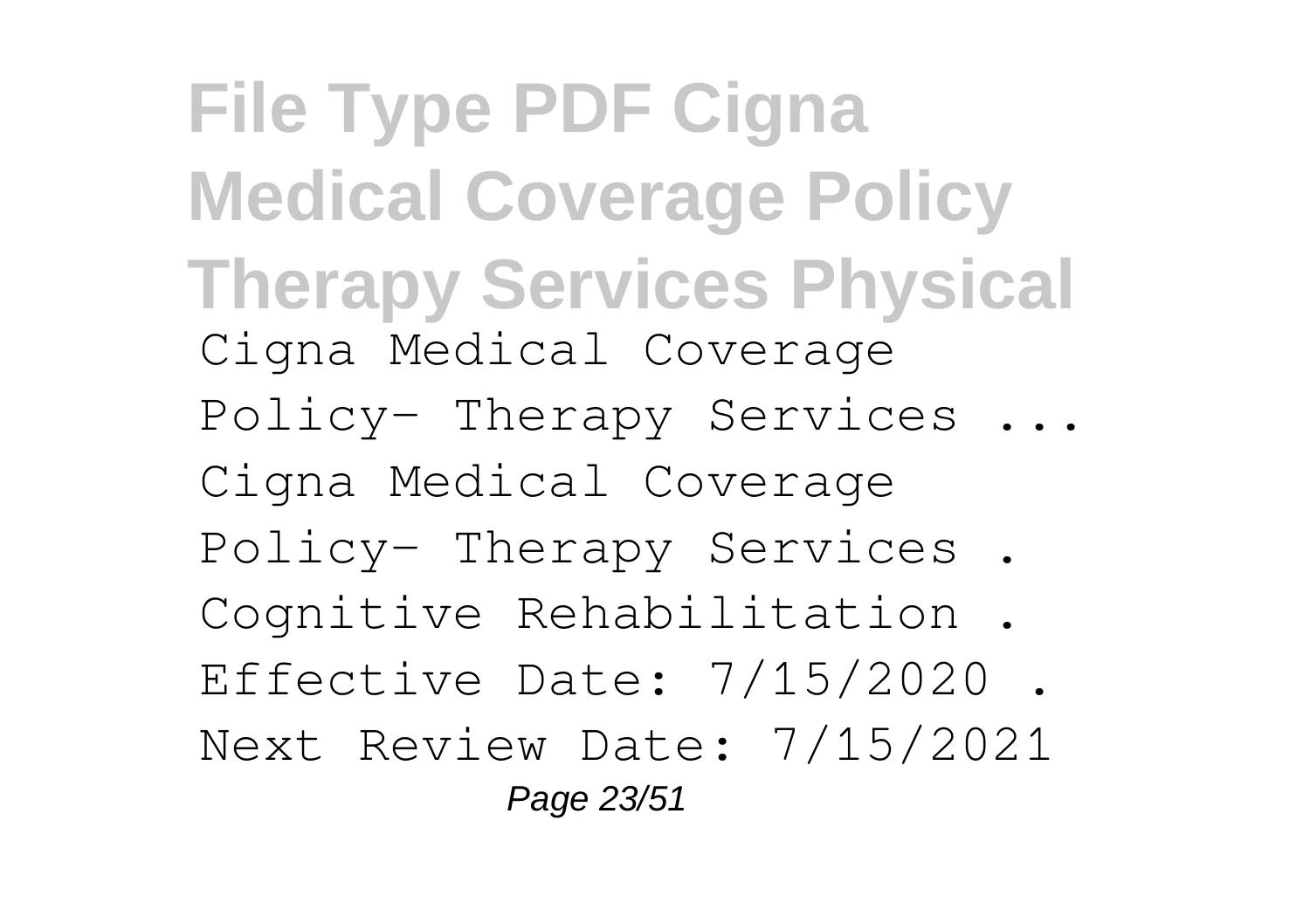Cigna Medical Coverage Policy- Therapy Services ... Cigna Medical Coverage Policy- Therapy Services . Cognitive Rehabilitation . Effective Date: 7/15/2020 . Next Review Date: 7/15/2021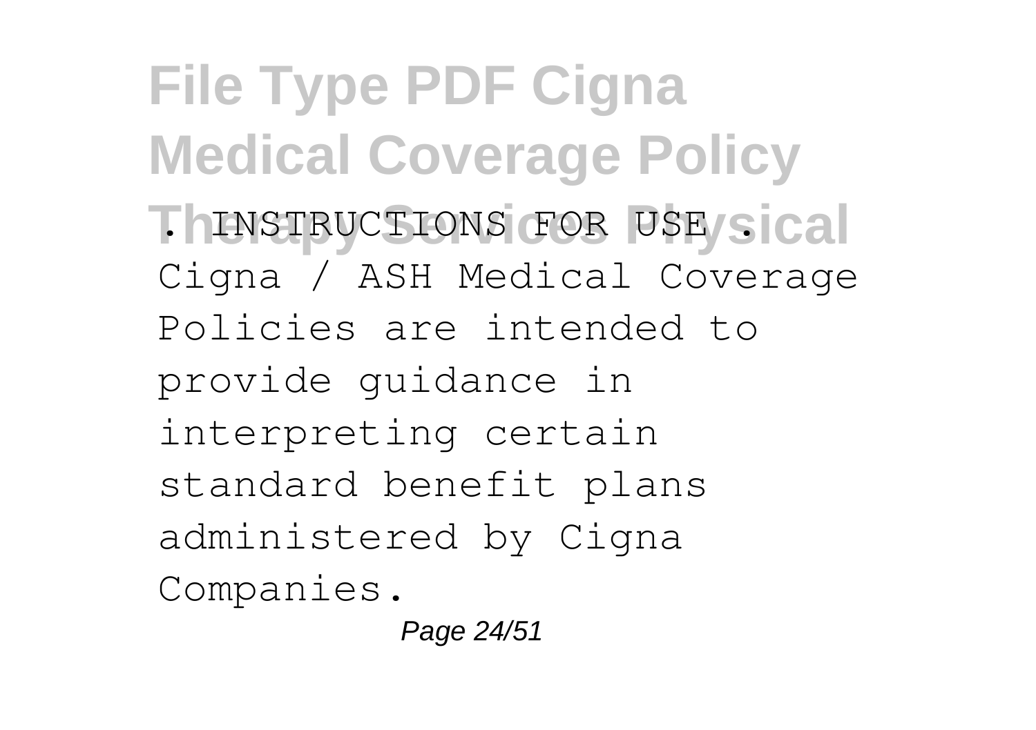. INSTRUCTIONS FOR USE . Cigna / ASH Medical Coverage Policies are intended to provide guidance in interpreting certain standard benefit plans administered by Cigna Companies.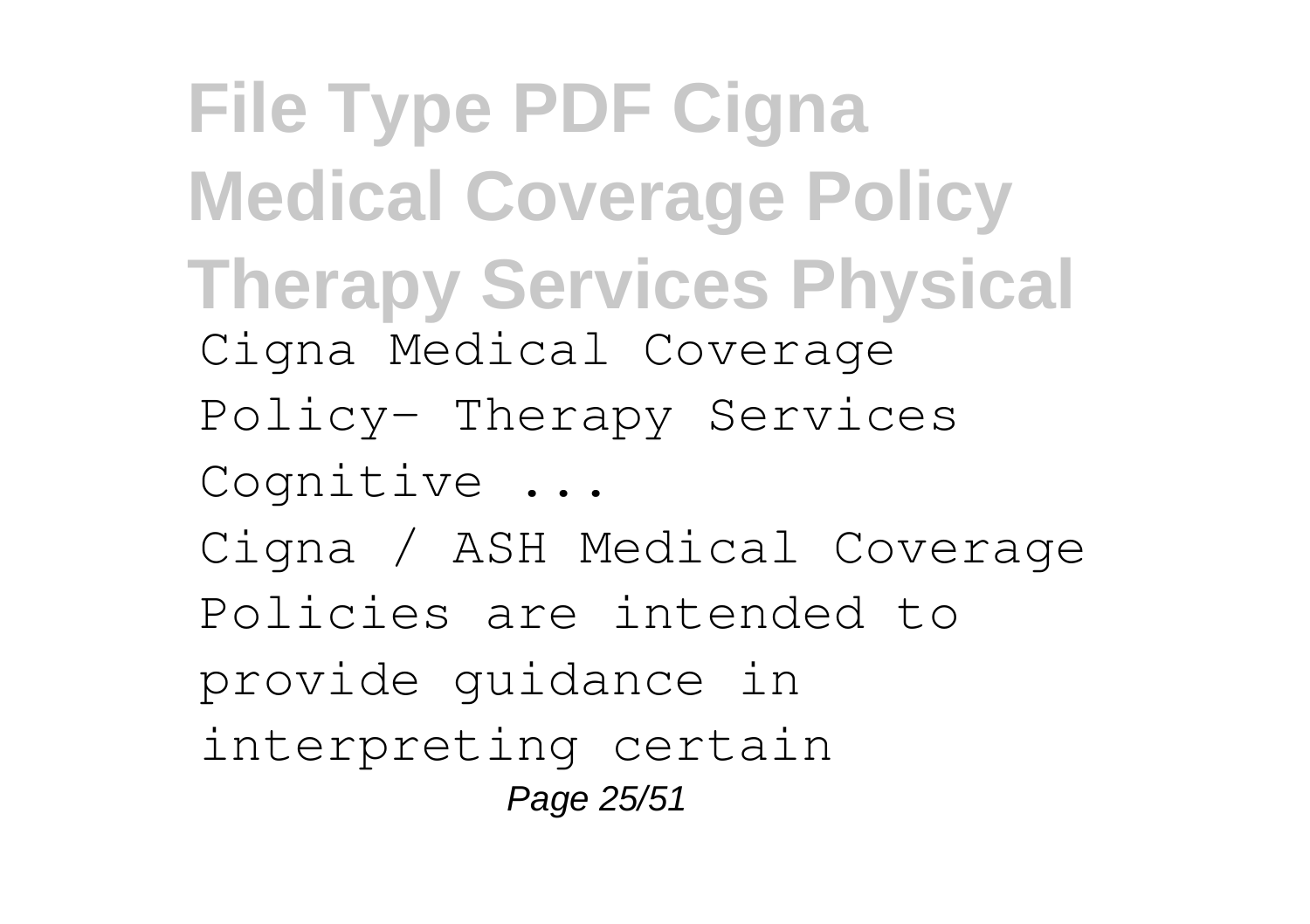Cigna Medical Coverage Policy- Therapy Services Cognitive ...

Cigna / ASH Medical Coverage Policies are intended to provide guidance in interpreting certain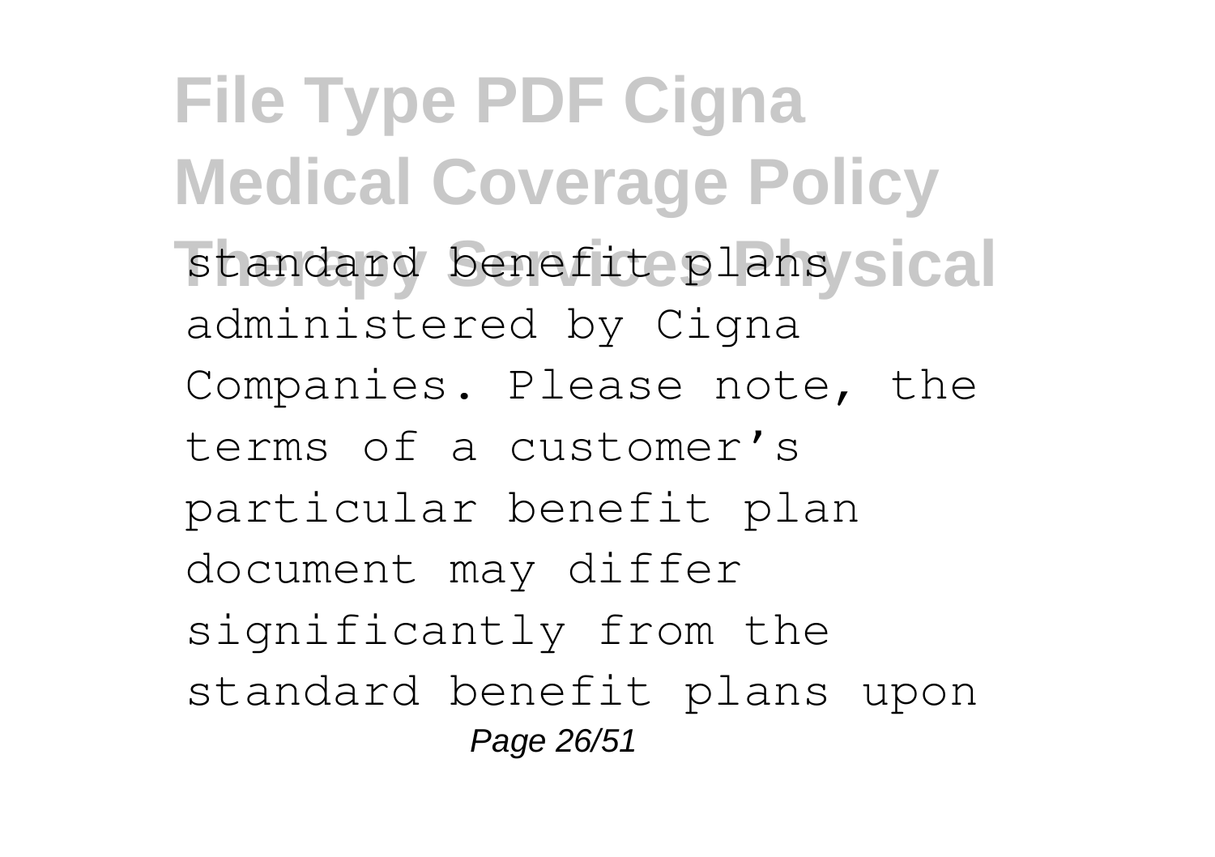standard benefit plans administered by Cigna Companies. Please note, the terms of a customer's particular benefit plan document may differ significantly from the standard benefit plans upon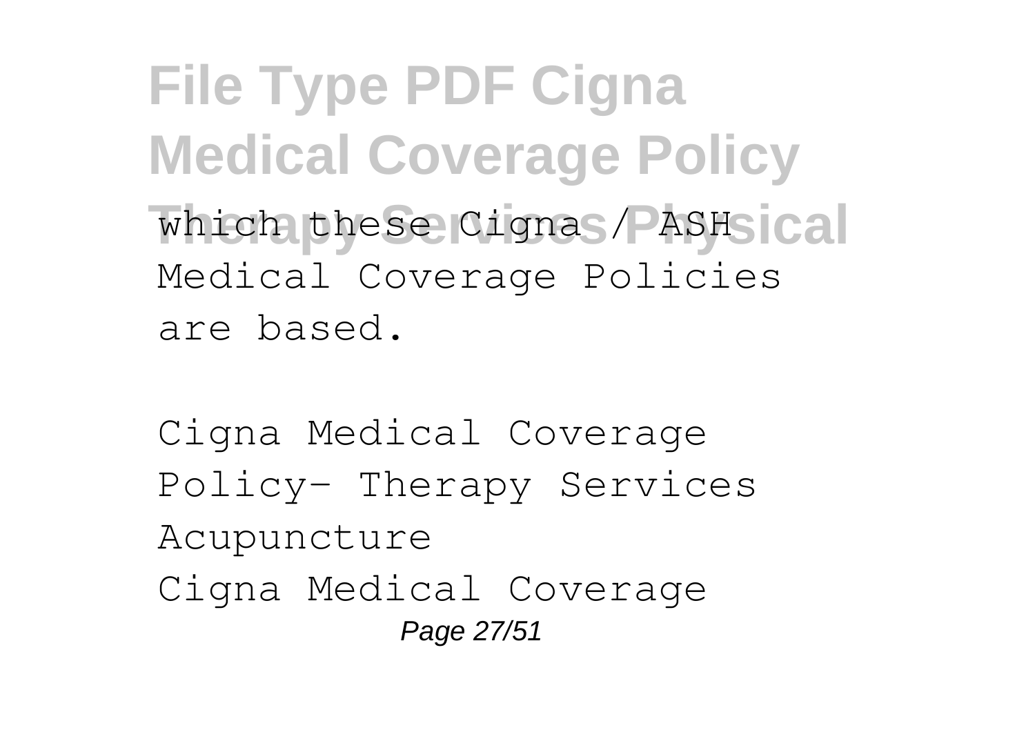which these Cigna / ASH Medical Coverage Policies are based.

Cigna Medical Coverage Policy- Therapy Services Acupuncture

Cigna Medical Coverage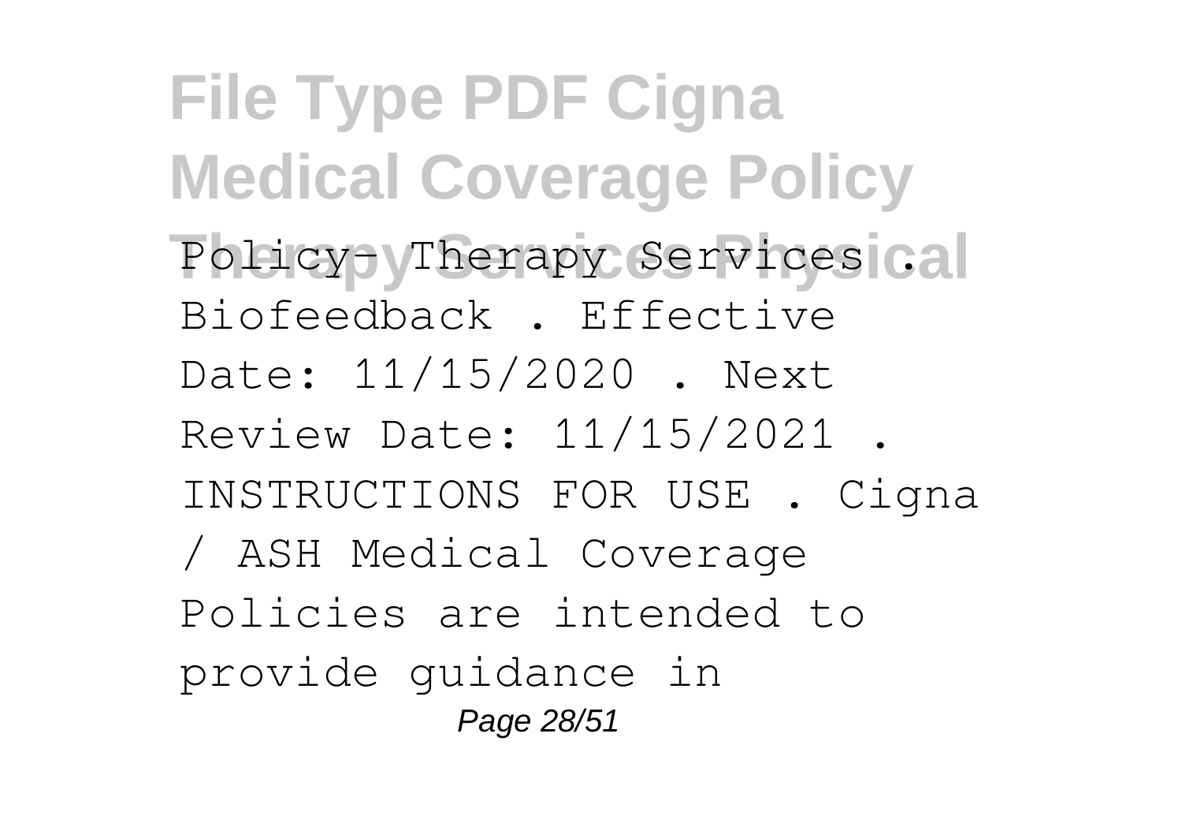Policy- Therapy Services . Biofeedback . Effective Date: 11/15/2020 . Next Review Date: 11/15/2021 . INSTRUCTIONS FOR USE . Cigna / ASH Medical Coverage Policies are intended to provide guidance in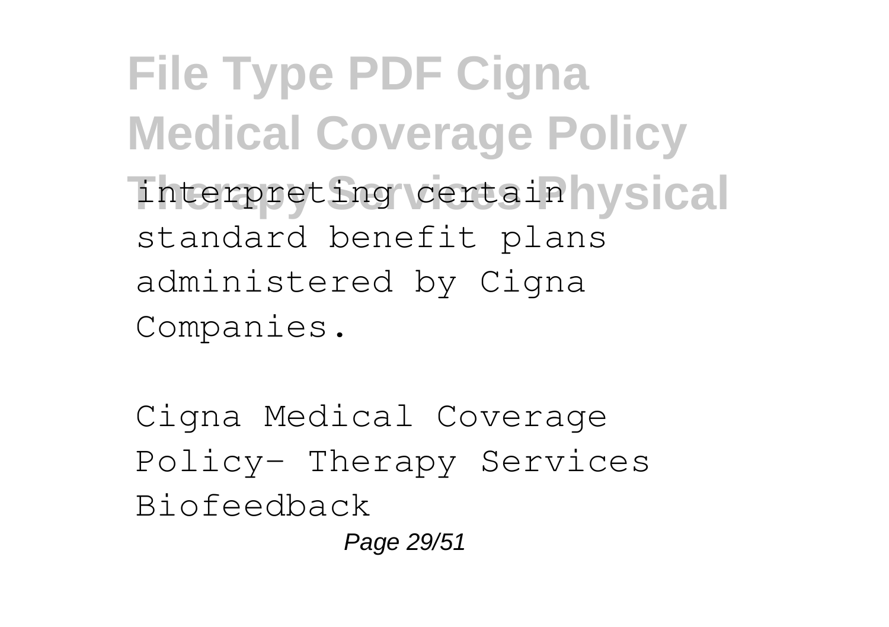interpreting certain standard benefit plans administered by Cigna Companies.

Cigna Medical Coverage Policy- Therapy Services Biofeedback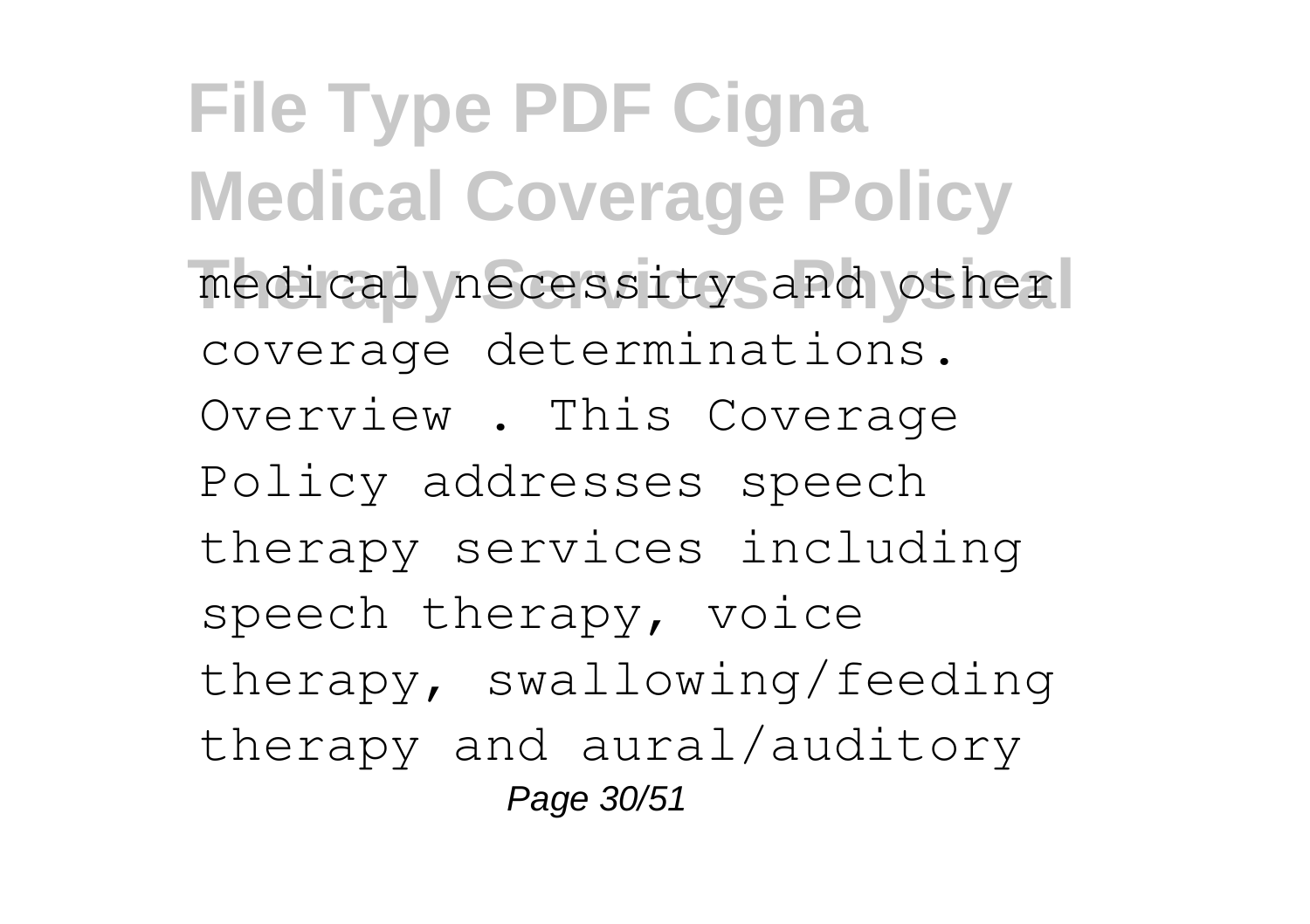medical necessity and other coverage determinations. Overview . This Coverage Policy addresses speech therapy services including speech therapy, voice therapy, swallowing/feeding therapy and aural/auditory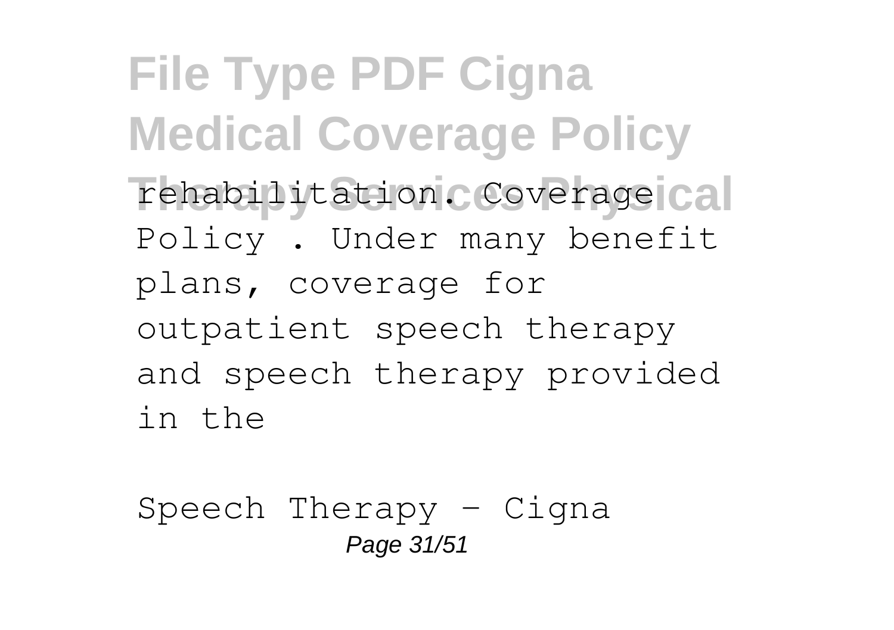rehabilitation. Coverage Policy . Under many benefit plans, coverage for outpatient speech therapy and speech therapy provided in the

Speech Therapy - Cigna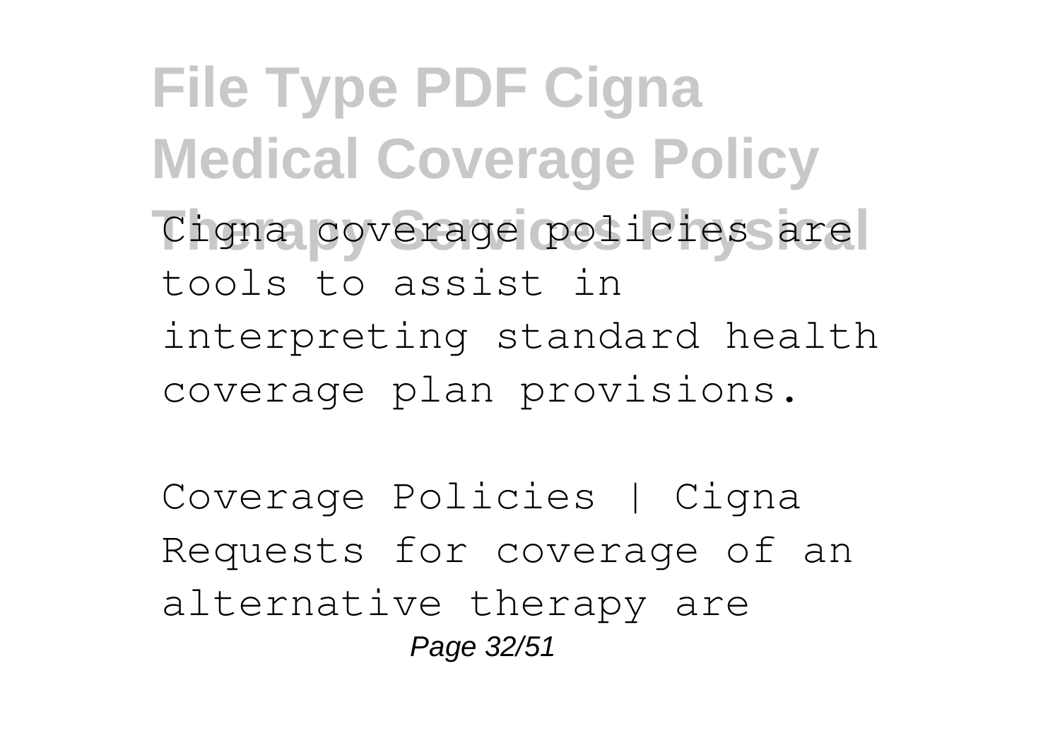**File Type PDF Cigna Medical Coverage Policy Therapy Services Physical**

Cigna coverage policies are tools to assist in interpreting standard health coverage plan provisions.

Coverage Policies | Cigna
Requests for coverage of an alternative therapy are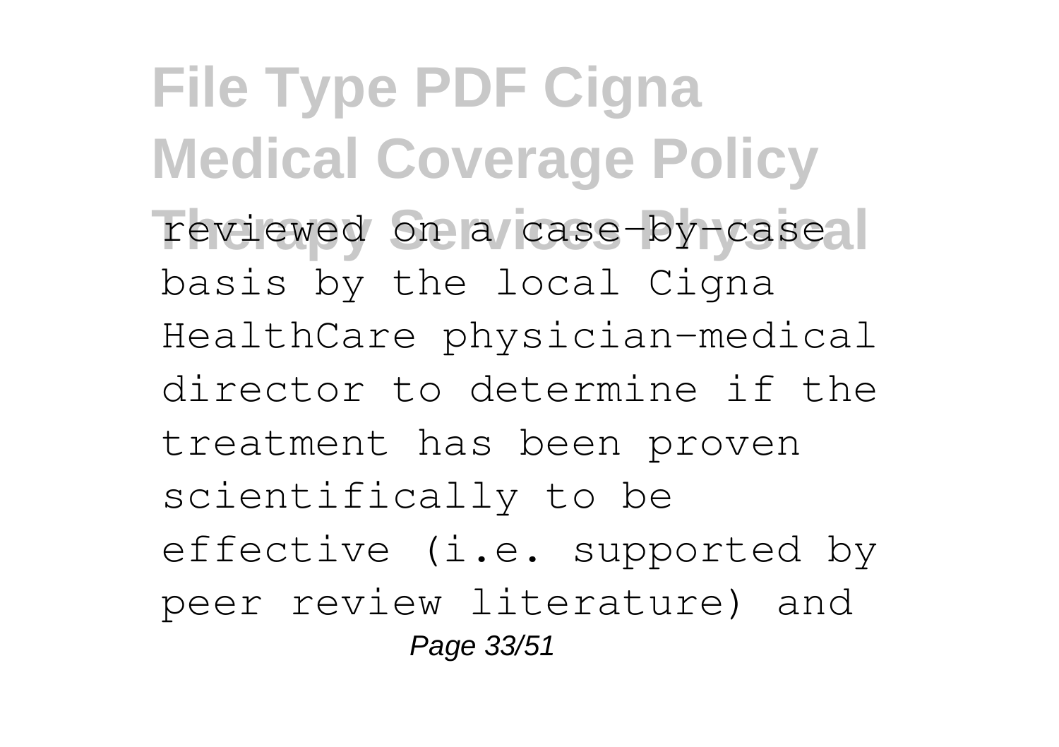reviewed on a case-by-case basis by the local Cigna HealthCare physician-medical director to determine if the treatment has been proven scientifically to be effective (i.e. supported by peer review literature) and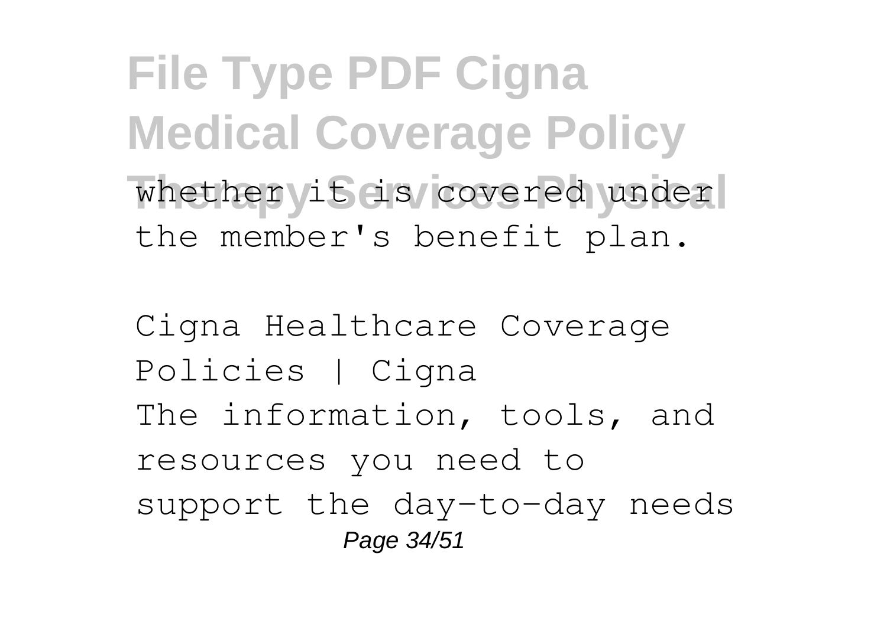whether it is covered under the member's benefit plan.

Cigna Healthcare Coverage Policies | Cigna

The information, tools, and resources you need to support the day-to-day needs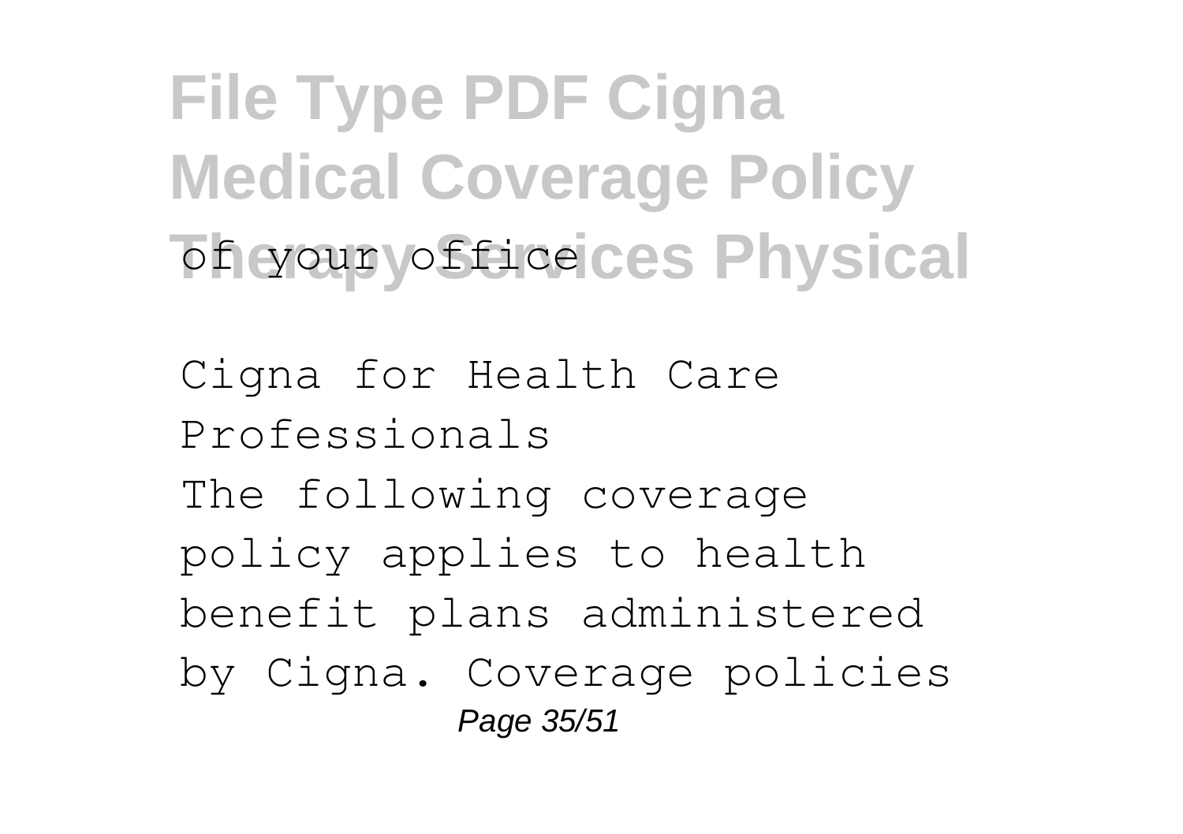of your office

Cigna for Health Care Professionals

The following coverage policy applies to health benefit plans administered by Cigna. Coverage policies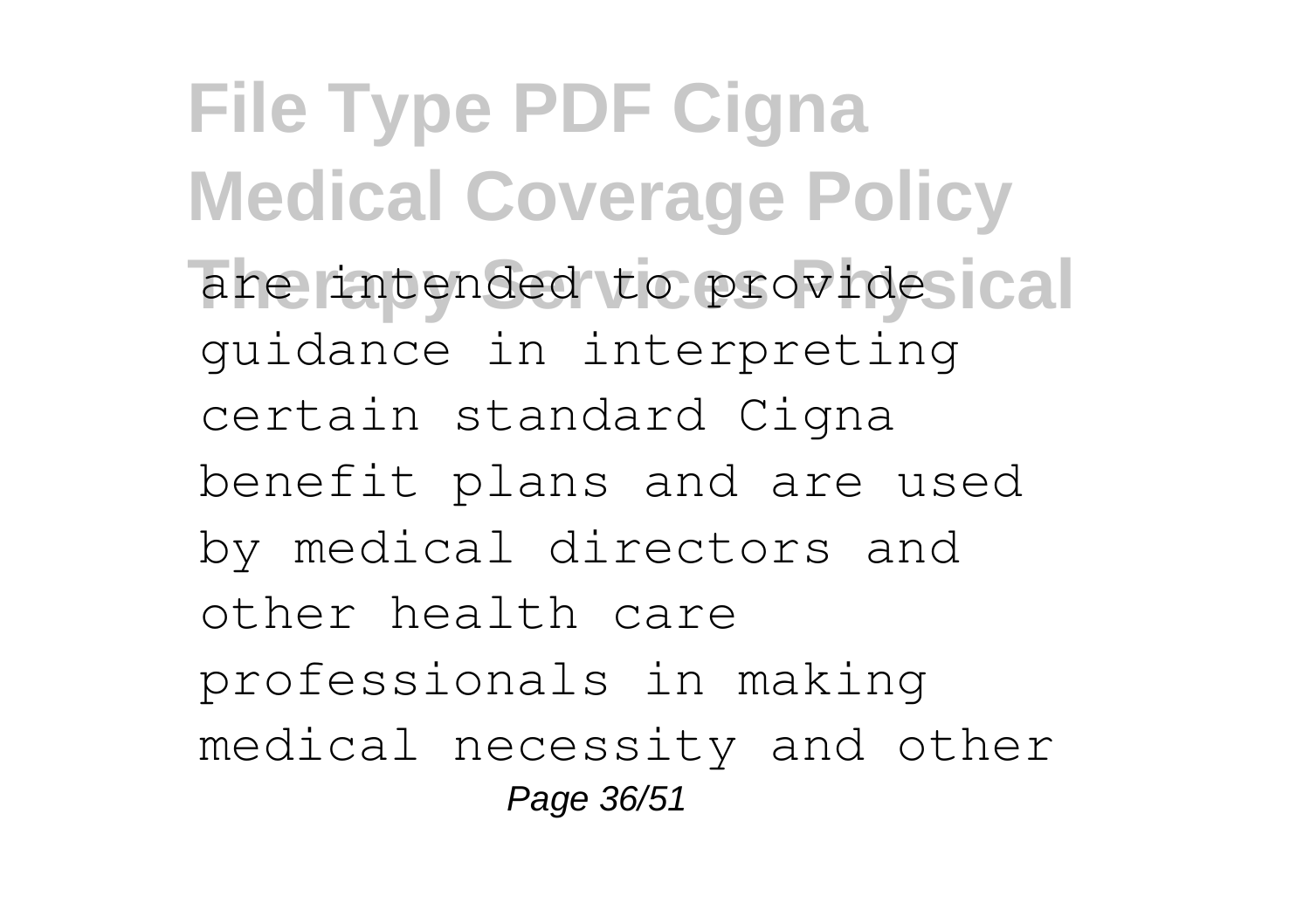are intended to provide guidance in interpreting certain standard Cigna benefit plans and are used by medical directors and other health care professionals in making medical necessity and other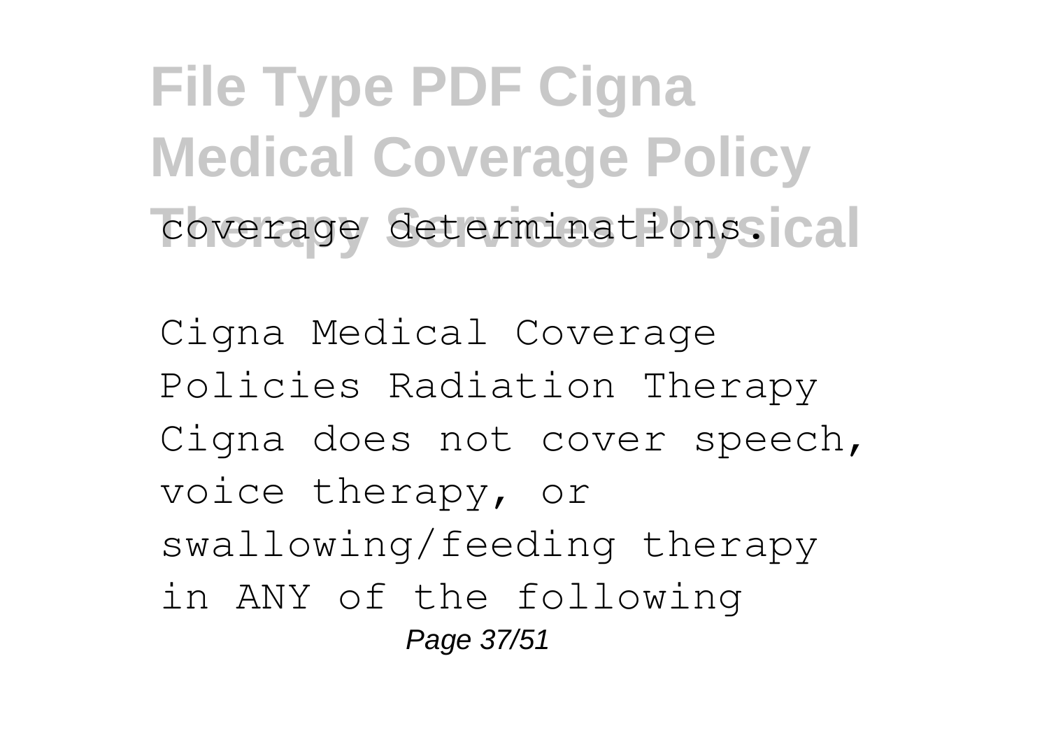coverage determinations.

Cigna Medical Coverage Policies Radiation Therapy Cigna does not cover speech, voice therapy, or swallowing/feeding therapy in ANY of the following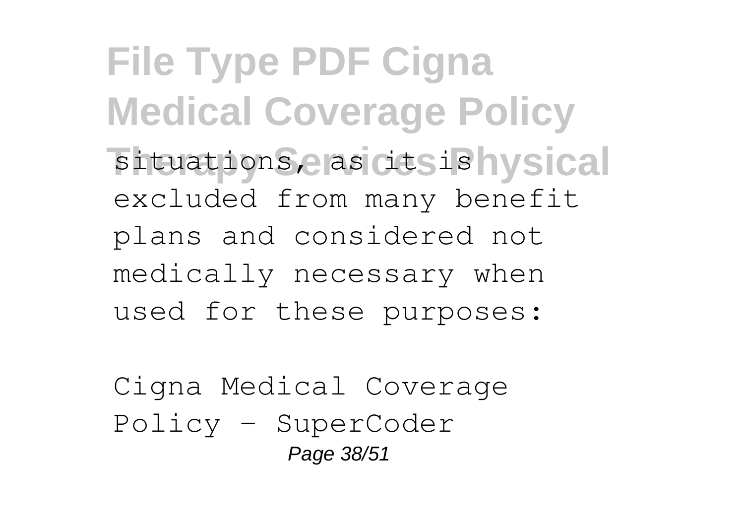situations, as it is excluded from many benefit plans and considered not medically necessary when used for these purposes:

Cigna Medical Coverage Policy - SuperCoder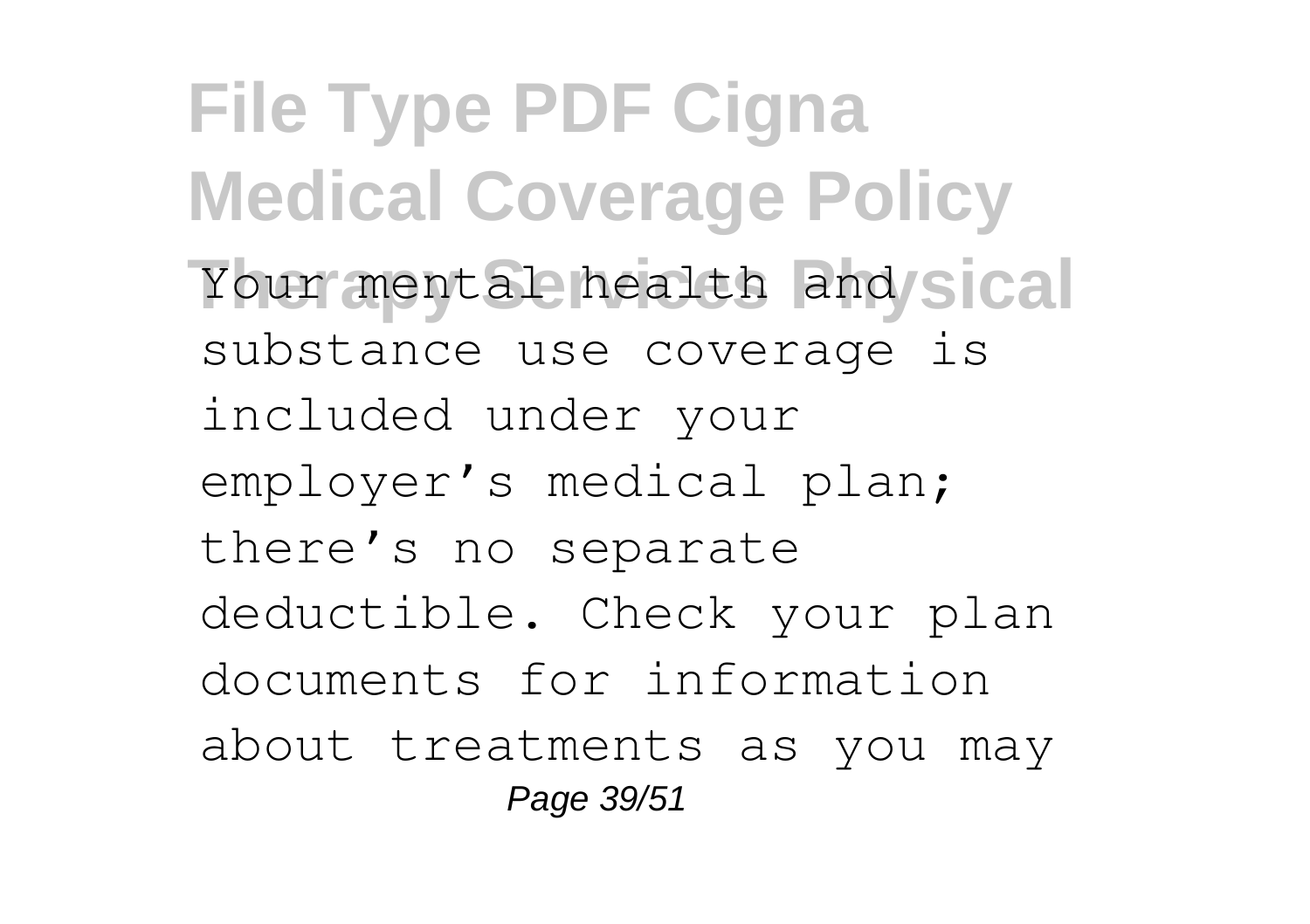Your mental health and substance use coverage is included under your employer's medical plan; there's no separate deductible. Check your plan documents for information about treatments as you may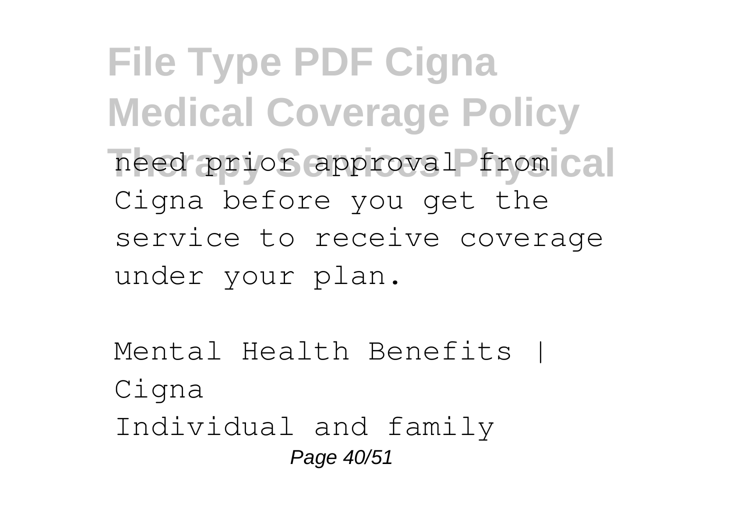need prior approval from Cigna before you get the service to receive coverage under your plan.

Mental Health Benefits | Cigna

Individual and family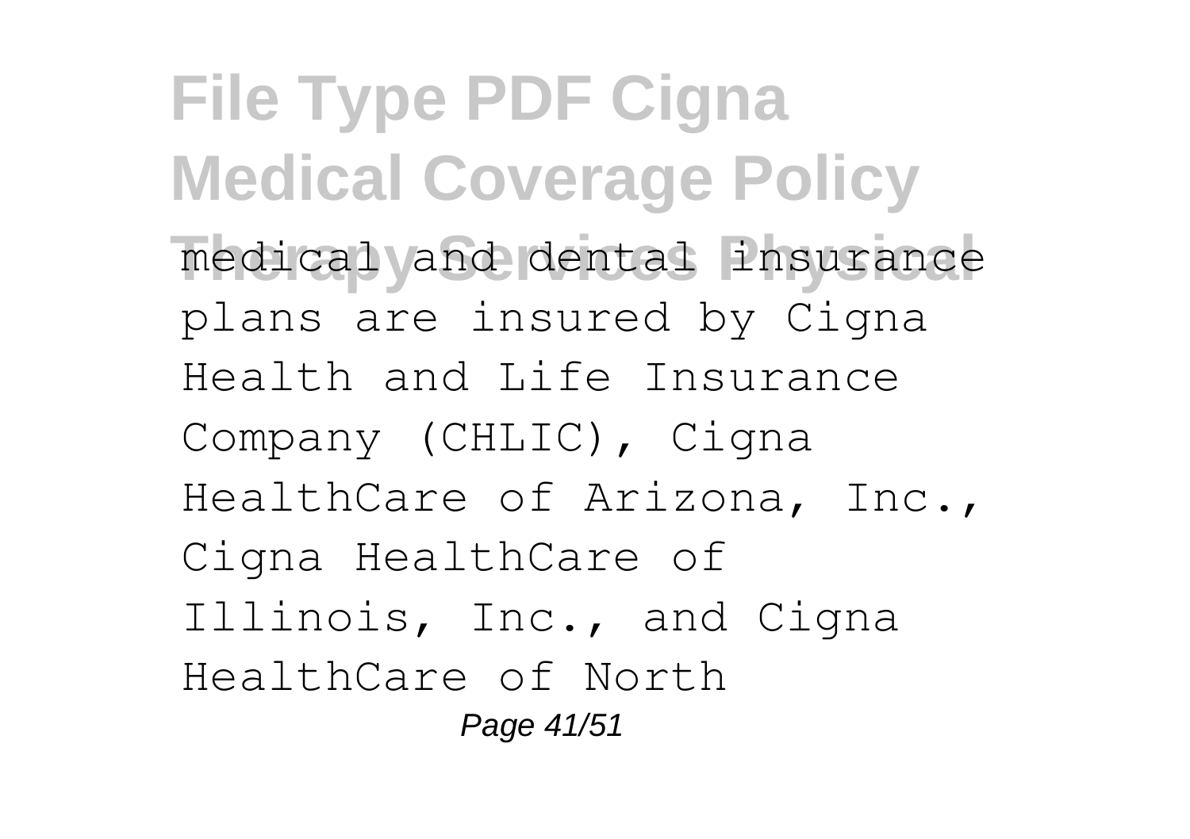medical and dental insurance plans are insured by Cigna Health and Life Insurance Company (CHLIC), Cigna HealthCare of Arizona, Inc., Cigna HealthCare of Illinois, Inc., and Cigna HealthCare of North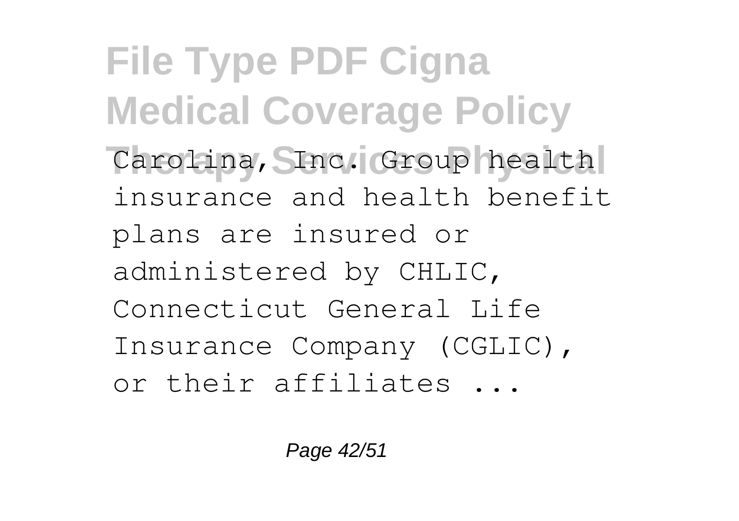Carolina, Inc. Group health insurance and health benefit plans are insured or administered by CHLIC, Connecticut General Life Insurance Company (CGLIC), or their affiliates ...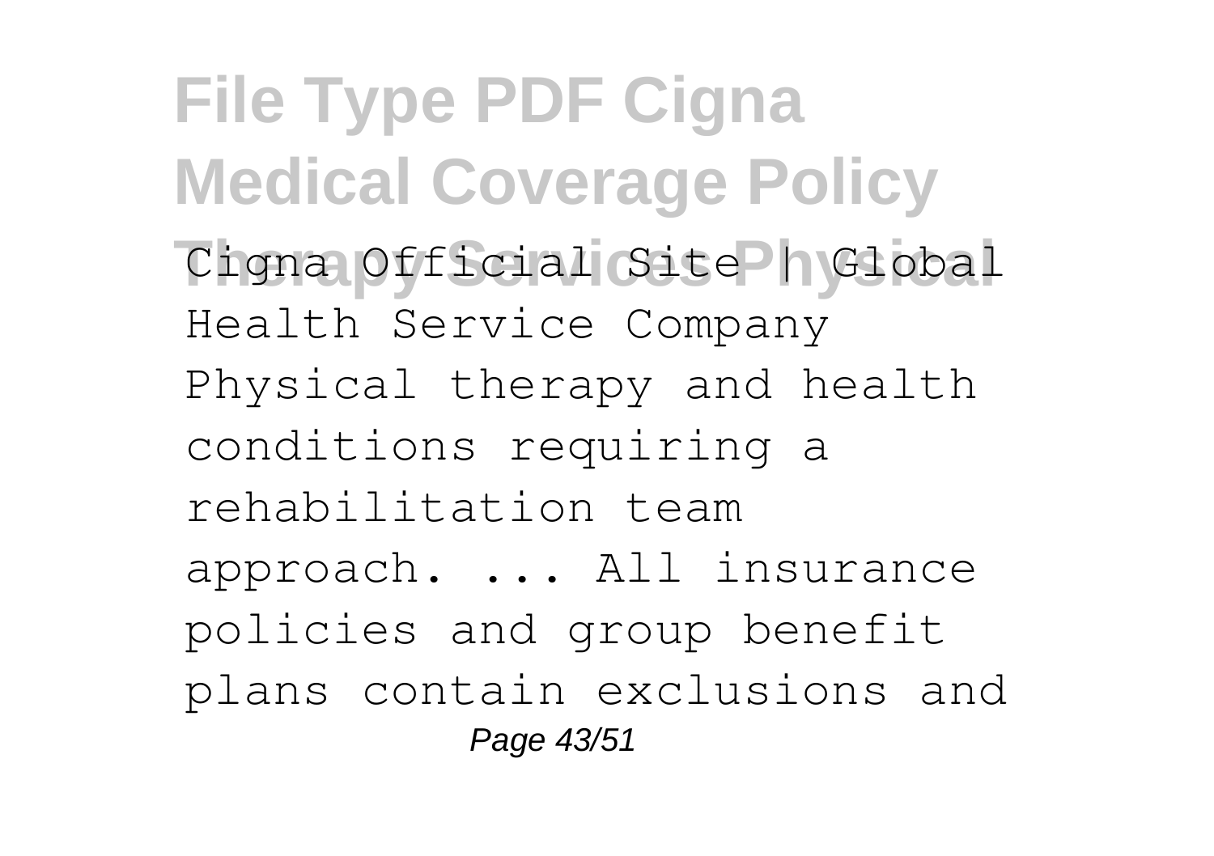Cigna Official Site | Global Health Service Company Physical therapy and health conditions requiring a rehabilitation team approach. ... All insurance policies and group benefit plans contain exclusions and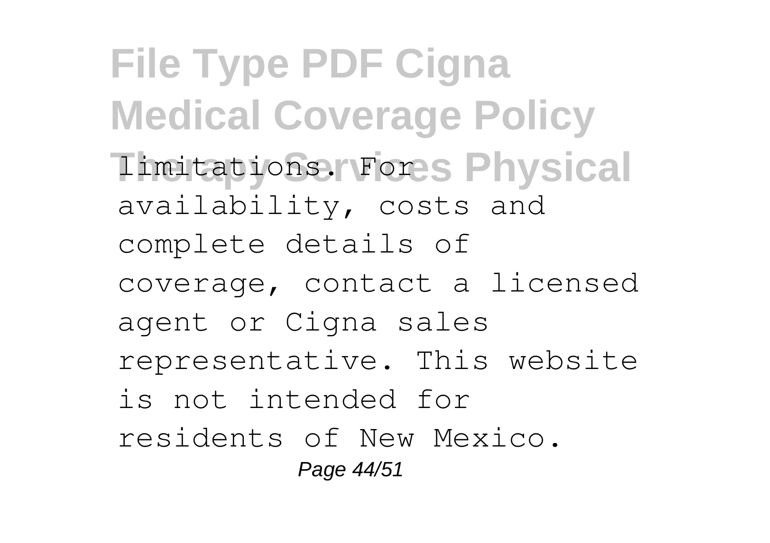limitations. For availability, costs and complete details of coverage, contact a licensed agent or Cigna sales representative. This website is not intended for residents of New Mexico.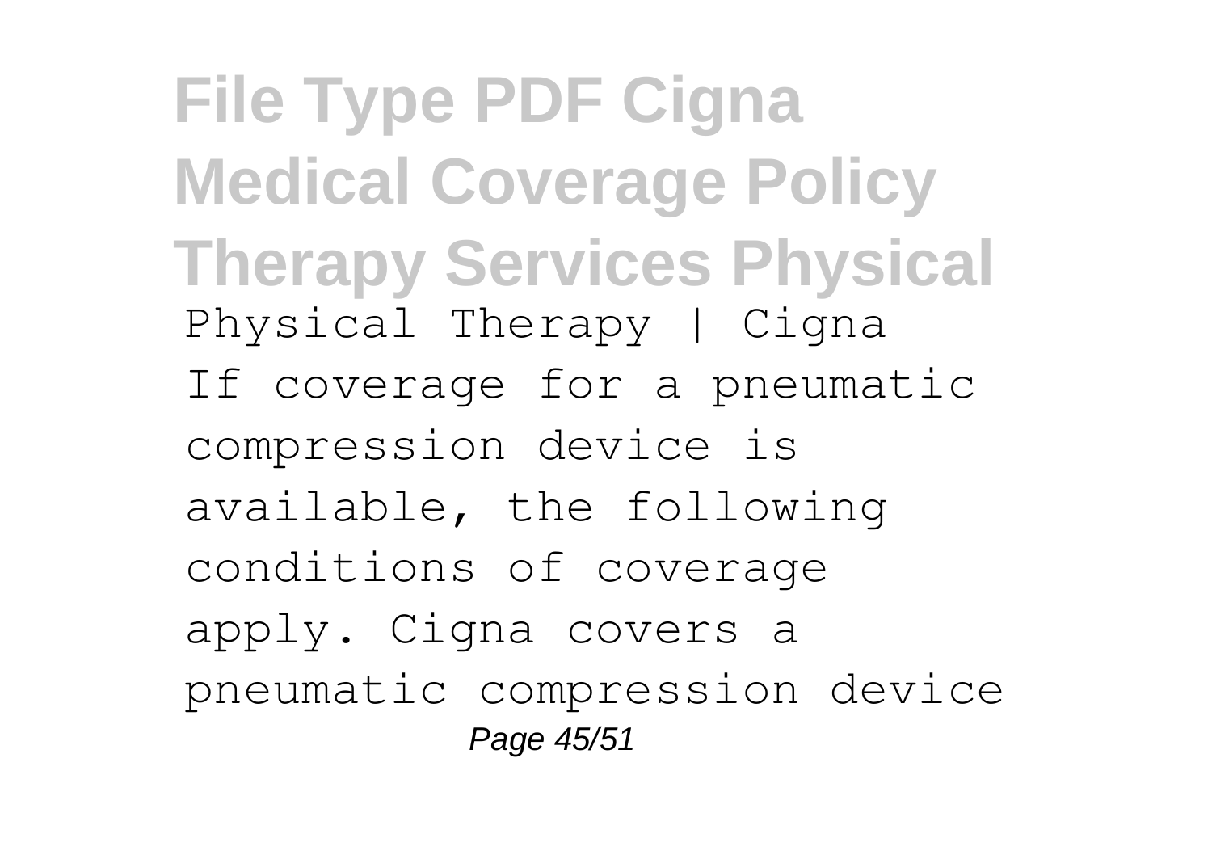# File Type PDF Cigna Medical Coverage Policy Therapy Services Physical

Physical Therapy | Cigna

If coverage for a pneumatic compression device is available, the following conditions of coverage apply. Cigna covers a pneumatic compression device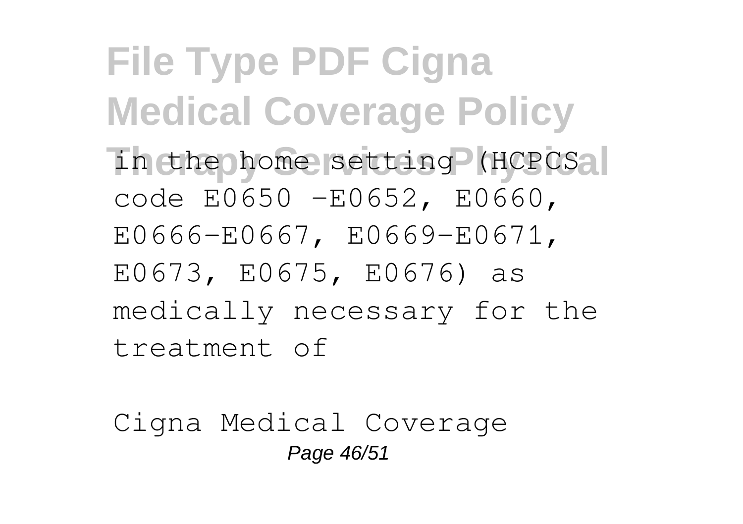in the home setting (HCPCS code E0650 -E0652, E0660, E0666-E0667, E0669-E0671, E0673, E0675, E0676) as medically necessary for the treatment of

Cigna Medical Coverage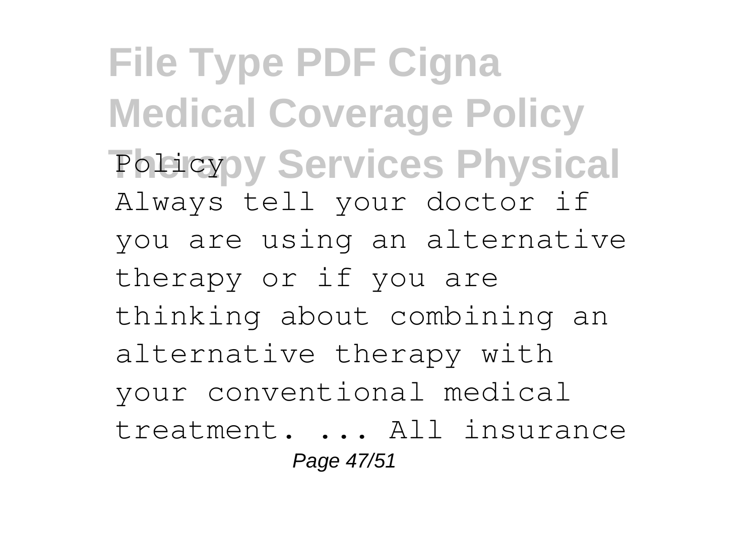Policy

Always tell your doctor if you are using an alternative therapy or if you are thinking about combining an alternative therapy with your conventional medical treatment. ... All insurance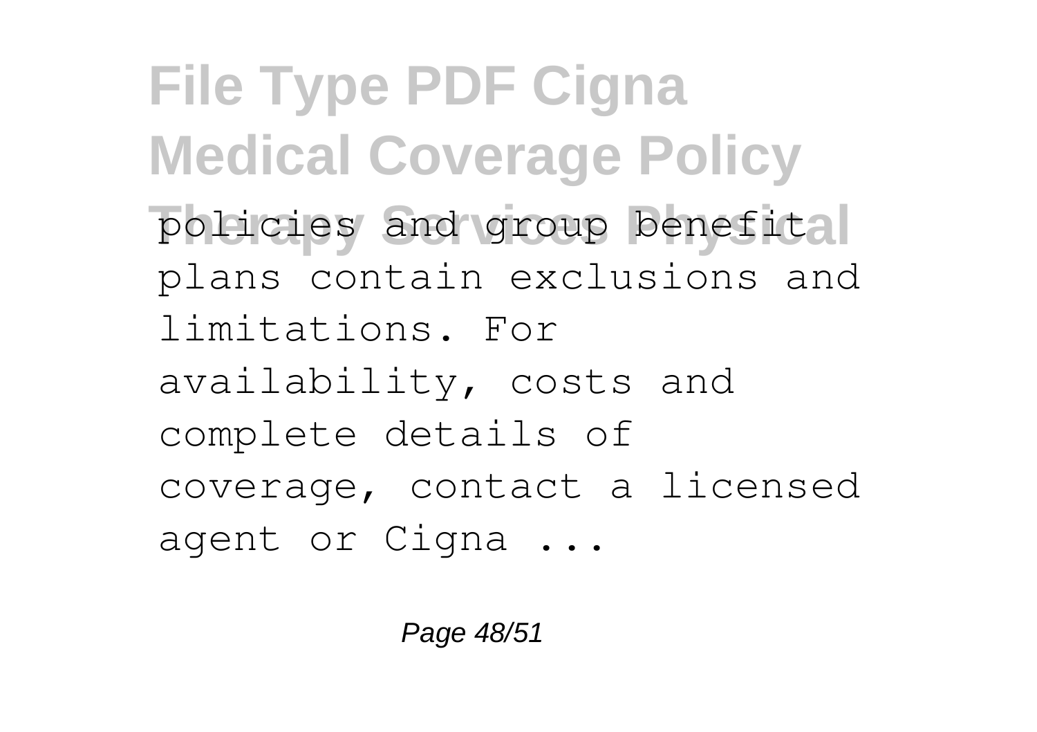policies and group benefit plans contain exclusions and limitations. For availability, costs and complete details of coverage, contact a licensed agent or Cigna ...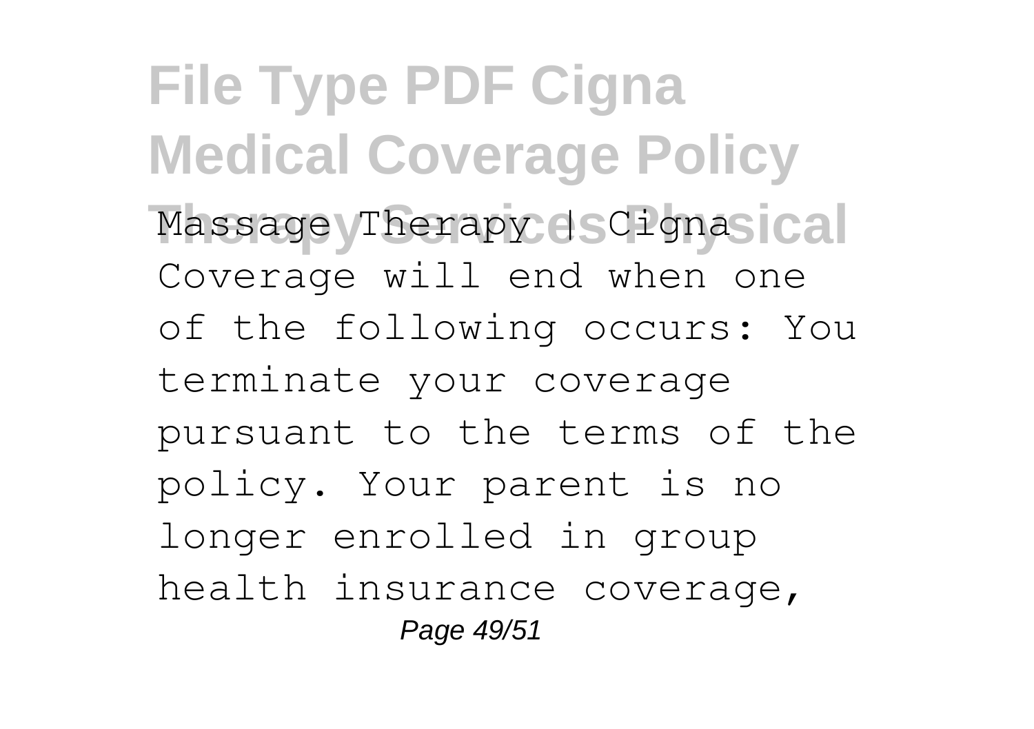Massage Therapy | Cigna

Coverage will end when one of the following occurs: You terminate your coverage pursuant to the terms of the policy. Your parent is no longer enrolled in group health insurance coverage,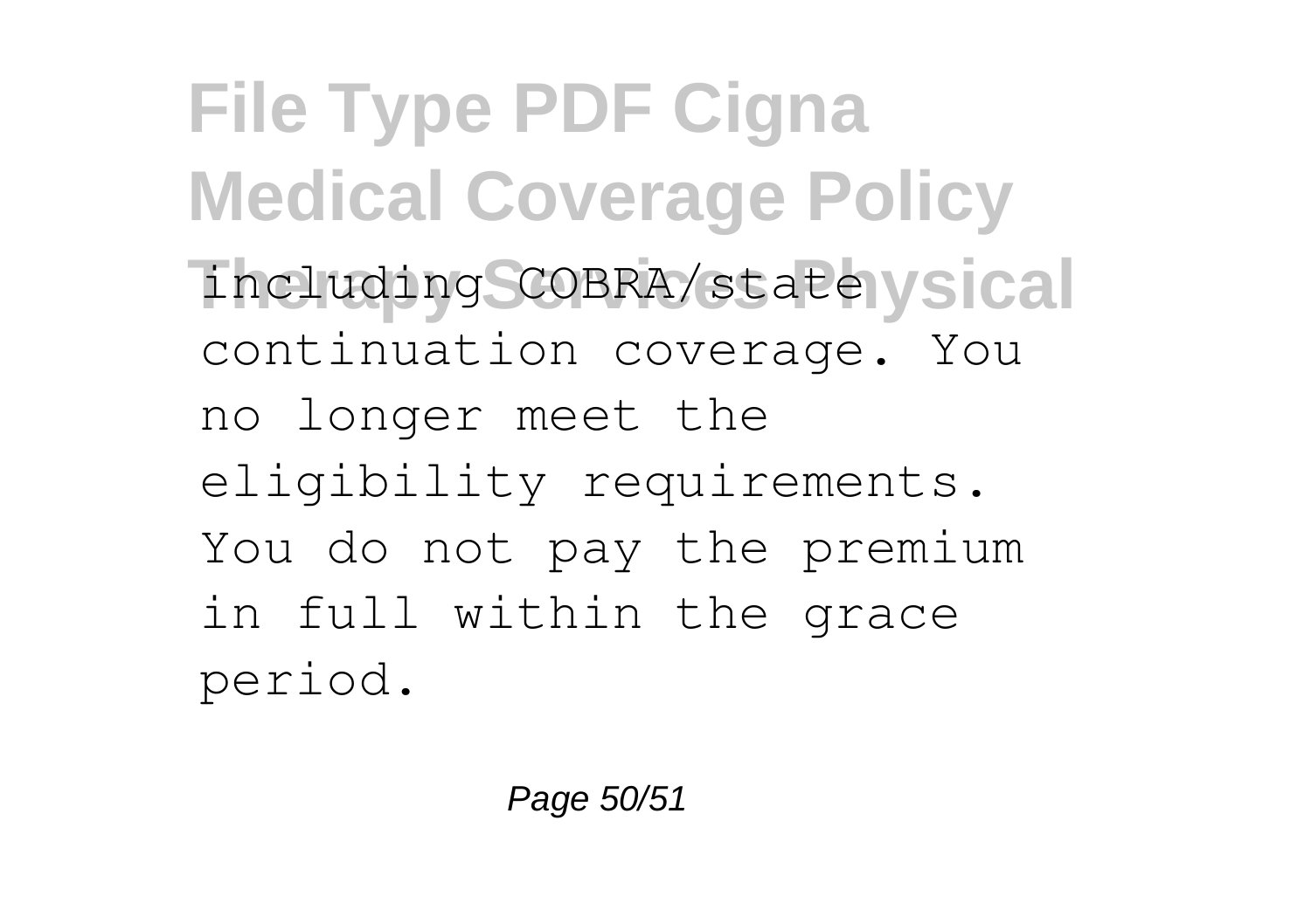including COBRA/state continuation coverage. You no longer meet the eligibility requirements. You do not pay the premium in full within the grace period.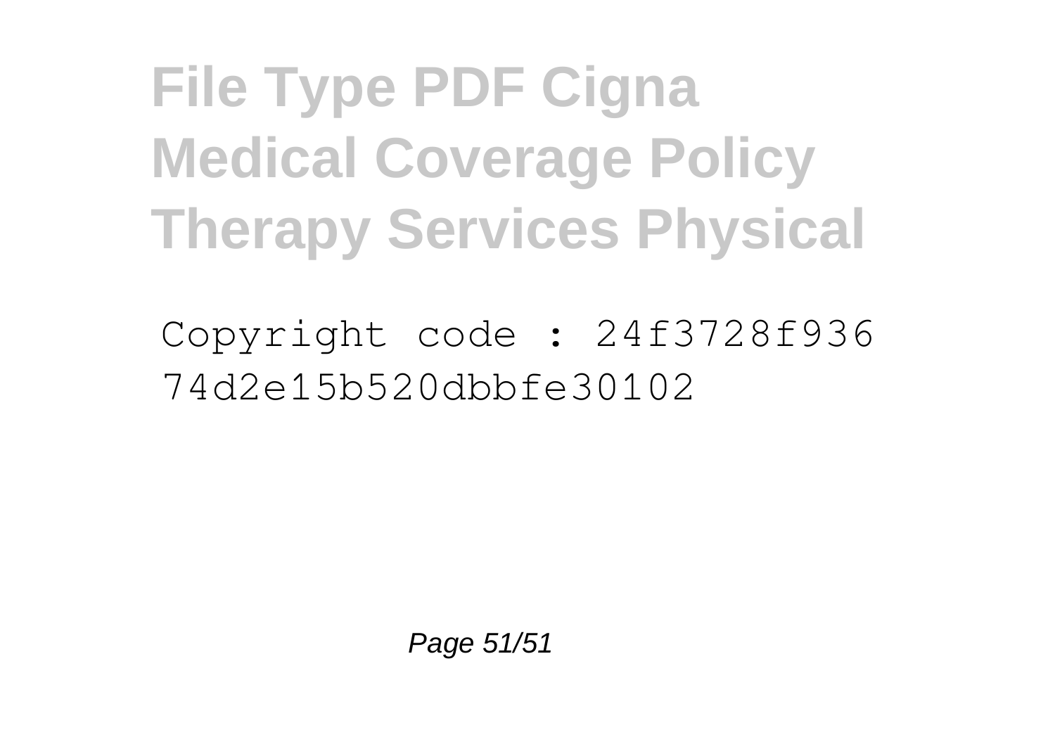Copyright code : 24f3728f93674d2e15b520dbbfe30102